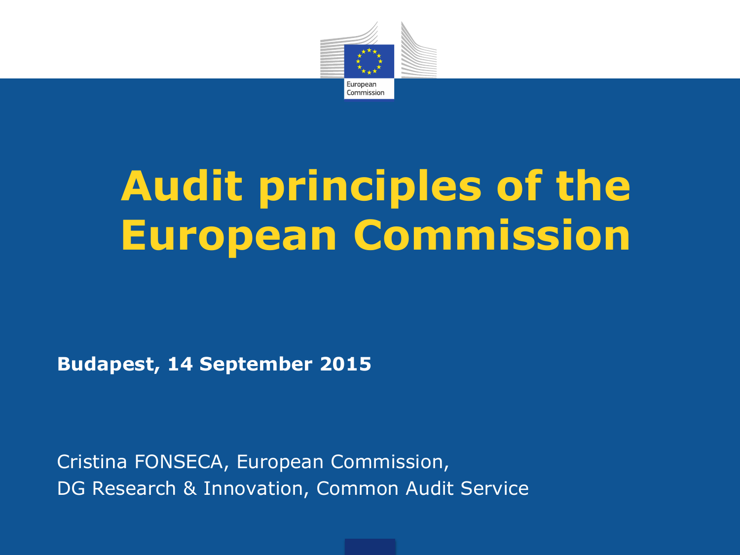# Audit principles of the European Commission

**Budapest, 14 September 2015**

Cristina FONSECA, European Commission,
DG Research & Innovation, Common Audit Service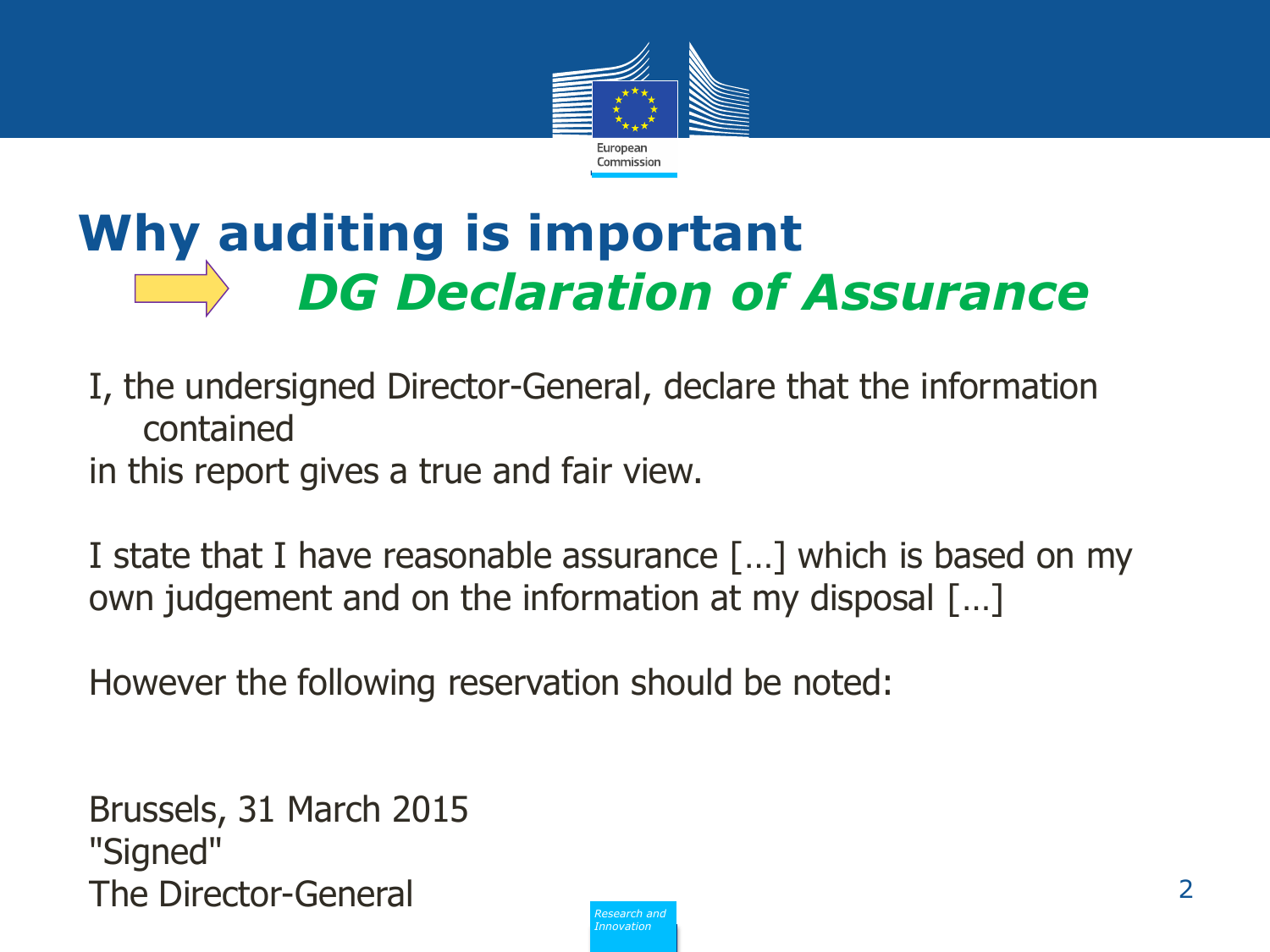# Why auditing is important

## *DG Declaration of Assurance*

I, the undersigned Director-General, declare that the information contained in this report gives a true and fair view.

I state that I have reasonable assurance […] which is based on my own judgement and on the information at my disposal […]

However the following reservation should be noted:

Brussels, 31 March 2015
"Signed"
The Director-General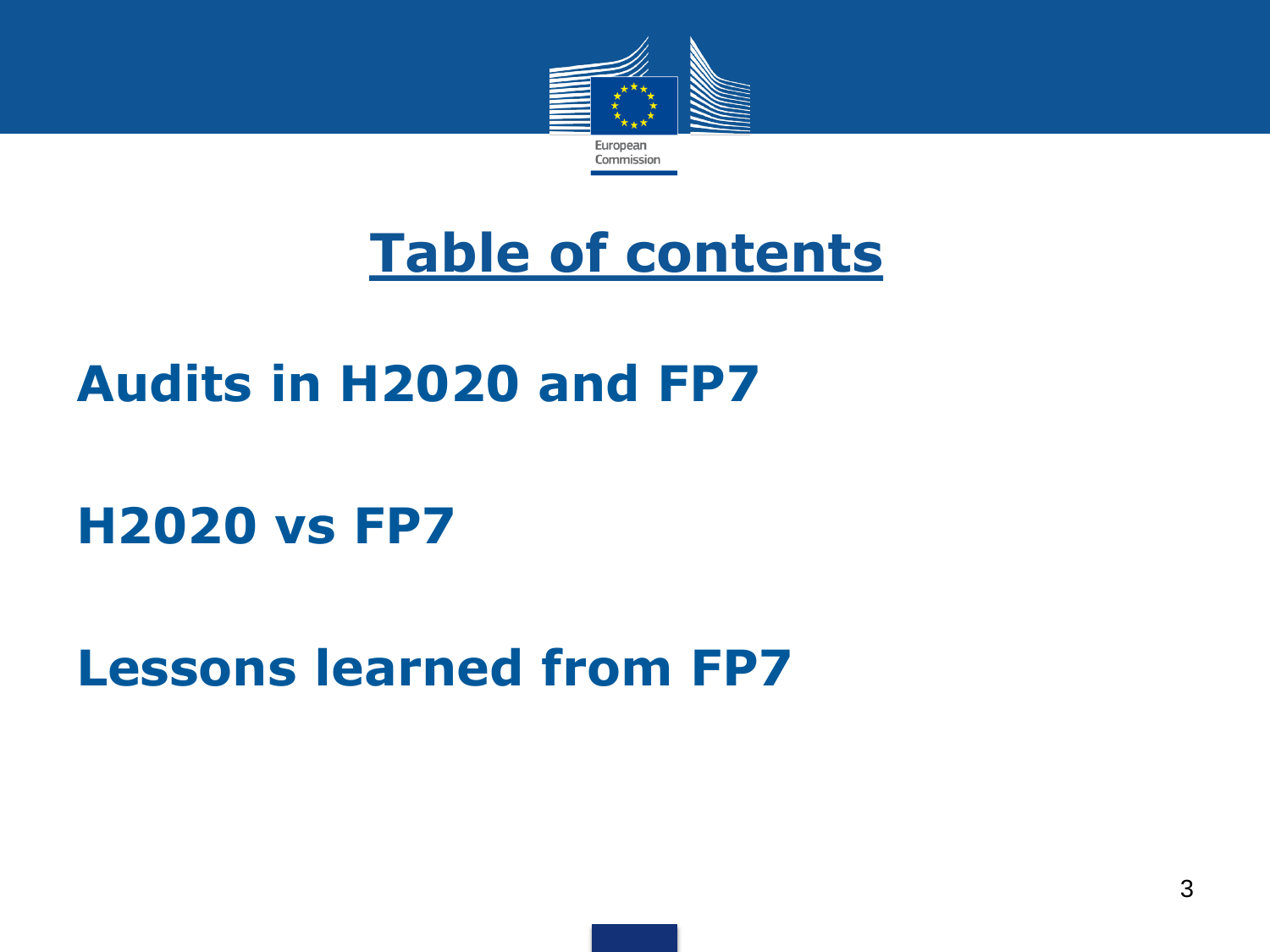# Table of contents

## Audits in H2020 and FP7

## H2020 vs FP7

## Lessons learned from FP7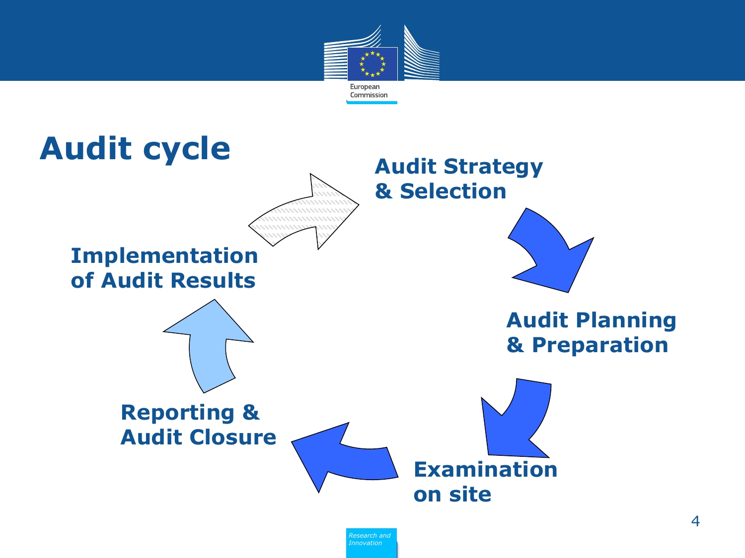# Audit cycle

Audit Strategy & Selection

Audit Planning & Preparation

Examination on site

Reporting & Audit Closure

Implementation of Audit Results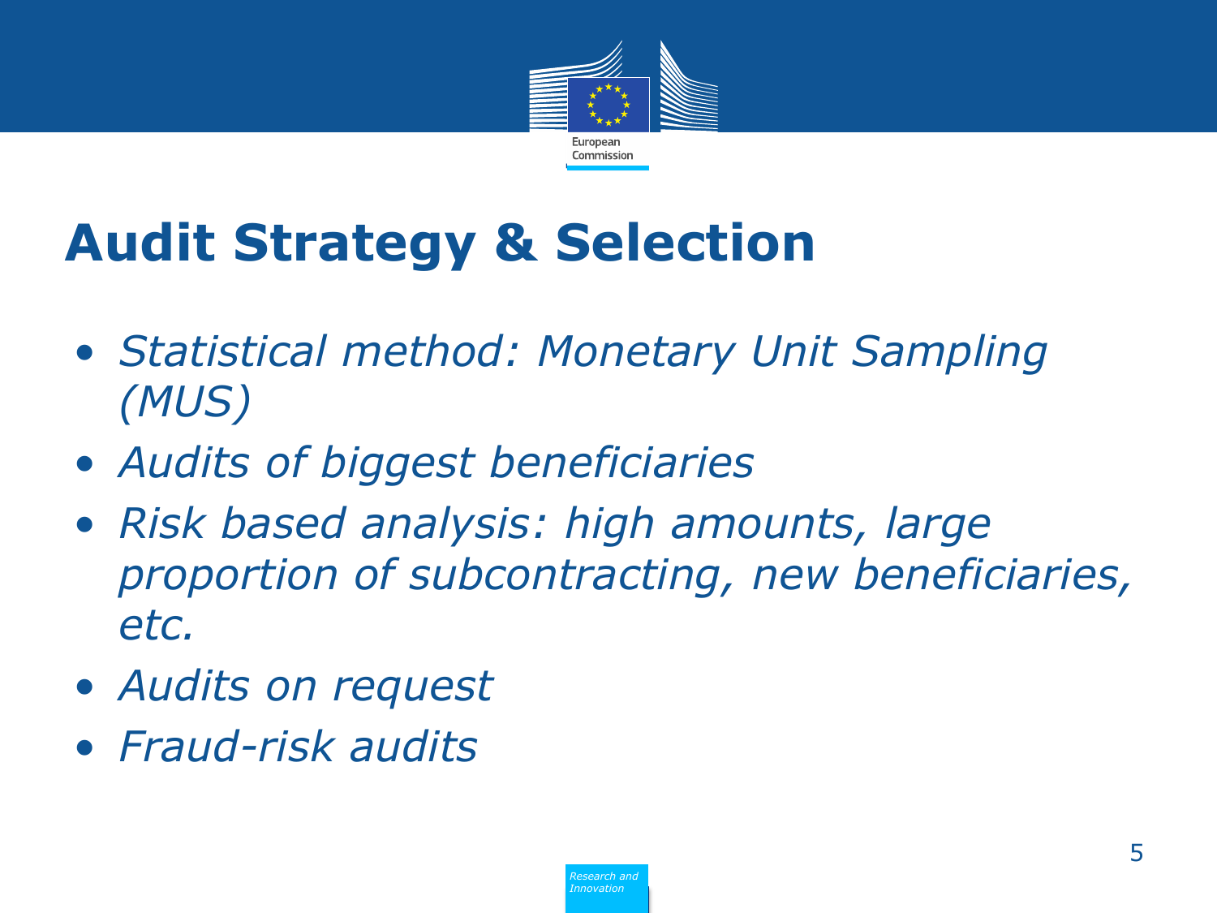# Audit Strategy & Selection

- *Statistical method: Monetary Unit Sampling (MUS)*
- *Audits of biggest beneficiaries*
- *Risk based analysis: high amounts, large proportion of subcontracting, new beneficiaries, etc.*
- *Audits on request*
- *Fraud-risk audits*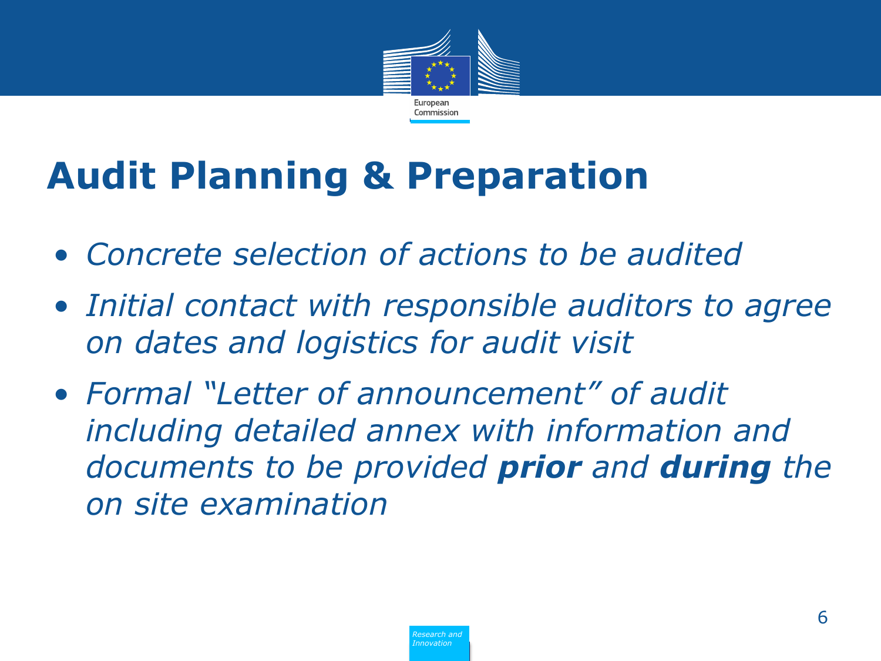# Audit Planning & Preparation

- *Concrete selection of actions to be audited*
- *Initial contact with responsible auditors to agree on dates and logistics for audit visit*
- *Formal "Letter of announcement" of audit including detailed annex with information and documents to be provided **prior** and **during** the on site examination*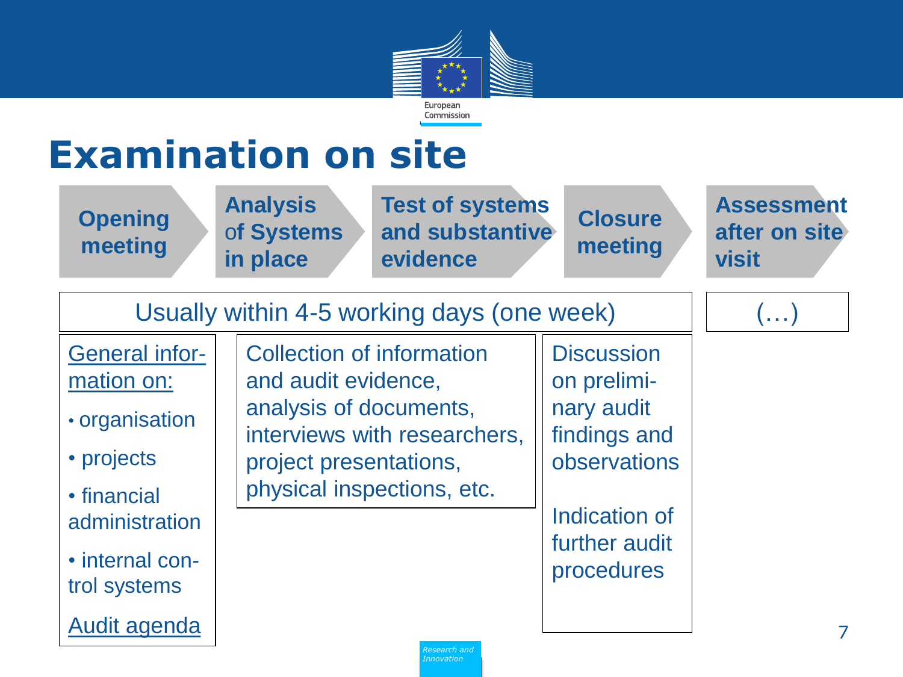# Examination on site

| Opening meeting | Analysis of Systems in place | Test of systems and substantive evidence | Closure meeting | Assessment after on site visit |
|---|---|---|---|---|
| Usually within 4-5 working days (one week) | | | | (…) |
| General information on:<br>• organisation<br>• projects<br>• financial administration<br>• internal control systems<br>Audit agenda | Collection of information and audit evidence, analysis of documents, interviews with researchers, project presentations, physical inspections, etc. | | Discussion on preliminary audit findings and observations<br>Indication of further audit procedures | |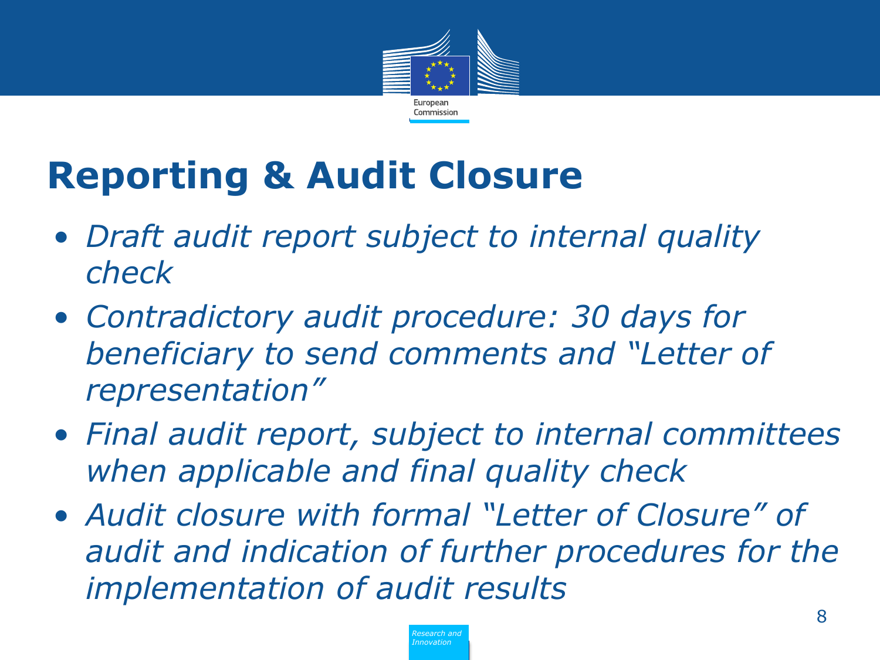# Reporting & Audit Closure

- *Draft audit report subject to internal quality check*
- *Contradictory audit procedure: 30 days for beneficiary to send comments and "Letter of representation"*
- *Final audit report, subject to internal committees when applicable and final quality check*
- *Audit closure with formal "Letter of Closure" of audit and indication of further procedures for the implementation of audit results*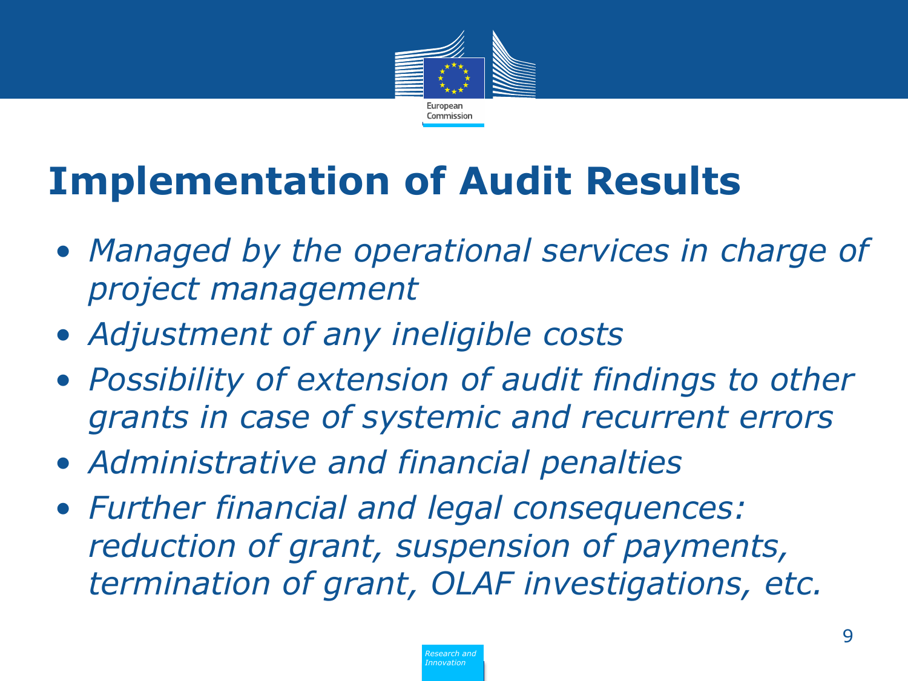# Implementation of Audit Results

- *Managed by the operational services in charge of project management*
- *Adjustment of any ineligible costs*
- *Possibility of extension of audit findings to other grants in case of systemic and recurrent errors*
- *Administrative and financial penalties*
- *Further financial and legal consequences: reduction of grant, suspension of payments, termination of grant, OLAF investigations, etc.*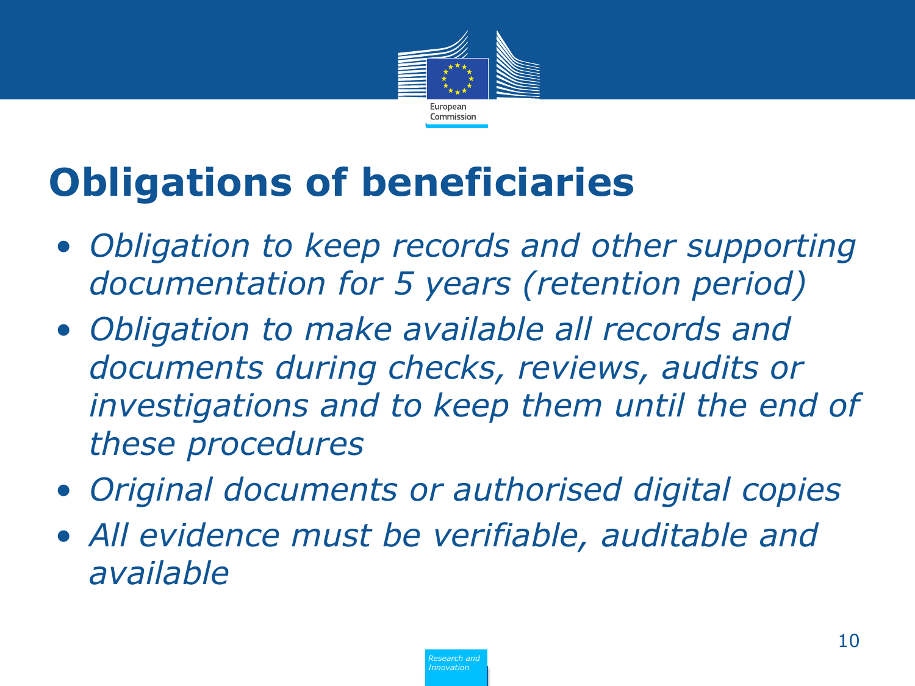# Obligations of beneficiaries

- *Obligation to keep records and other supporting documentation for 5 years (retention period)*
- *Obligation to make available all records and documents during checks, reviews, audits or investigations and to keep them until the end of these procedures*
- *Original documents or authorised digital copies*
- *All evidence must be verifiable, auditable and available*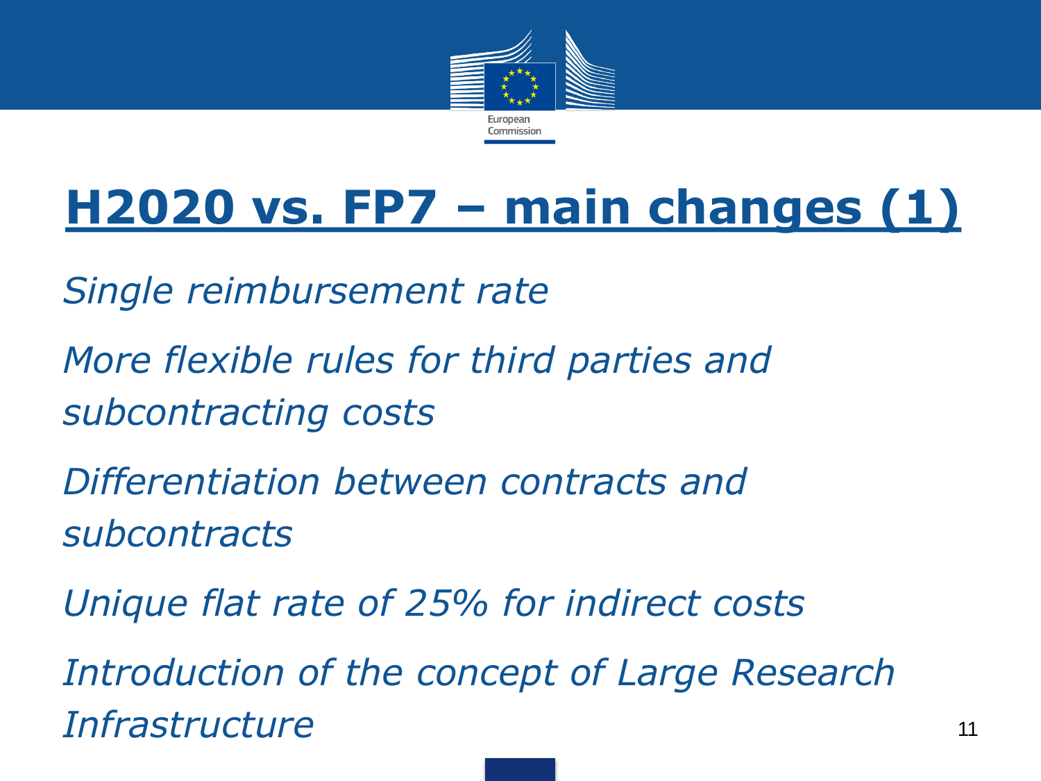# H2020 vs. FP7 – main changes (1)

*Single reimbursement rate*

*More flexible rules for third parties and subcontracting costs*

*Differentiation between contracts and subcontracts*

*Unique flat rate of 25% for indirect costs*

*Introduction of the concept of Large Research Infrastructure*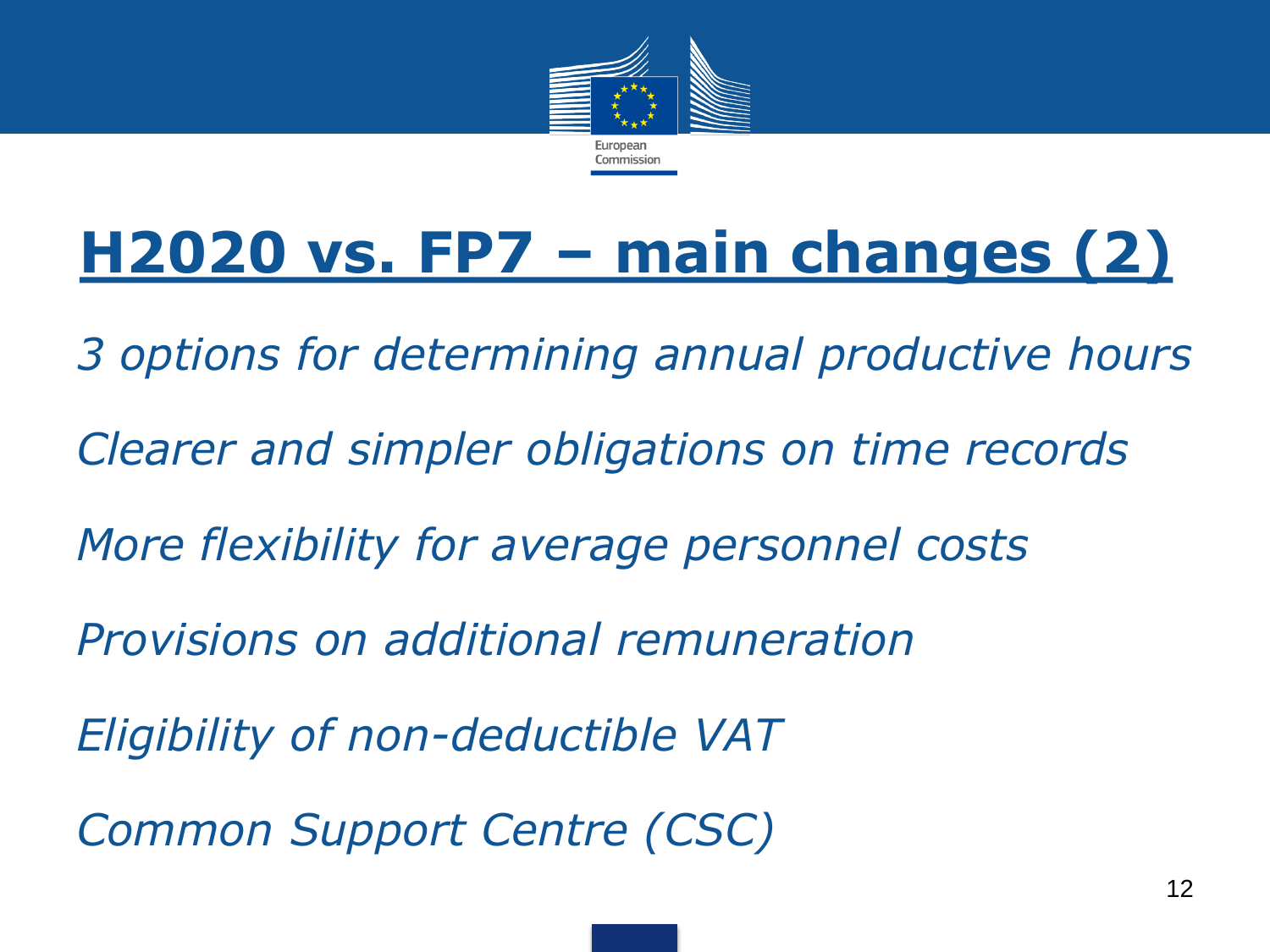# H2020 vs. FP7 – main changes (2)

*3 options for determining annual productive hours*

*Clearer and simpler obligations on time records*

*More flexibility for average personnel costs*

*Provisions on additional remuneration*

*Eligibility of non-deductible VAT*

*Common Support Centre (CSC)*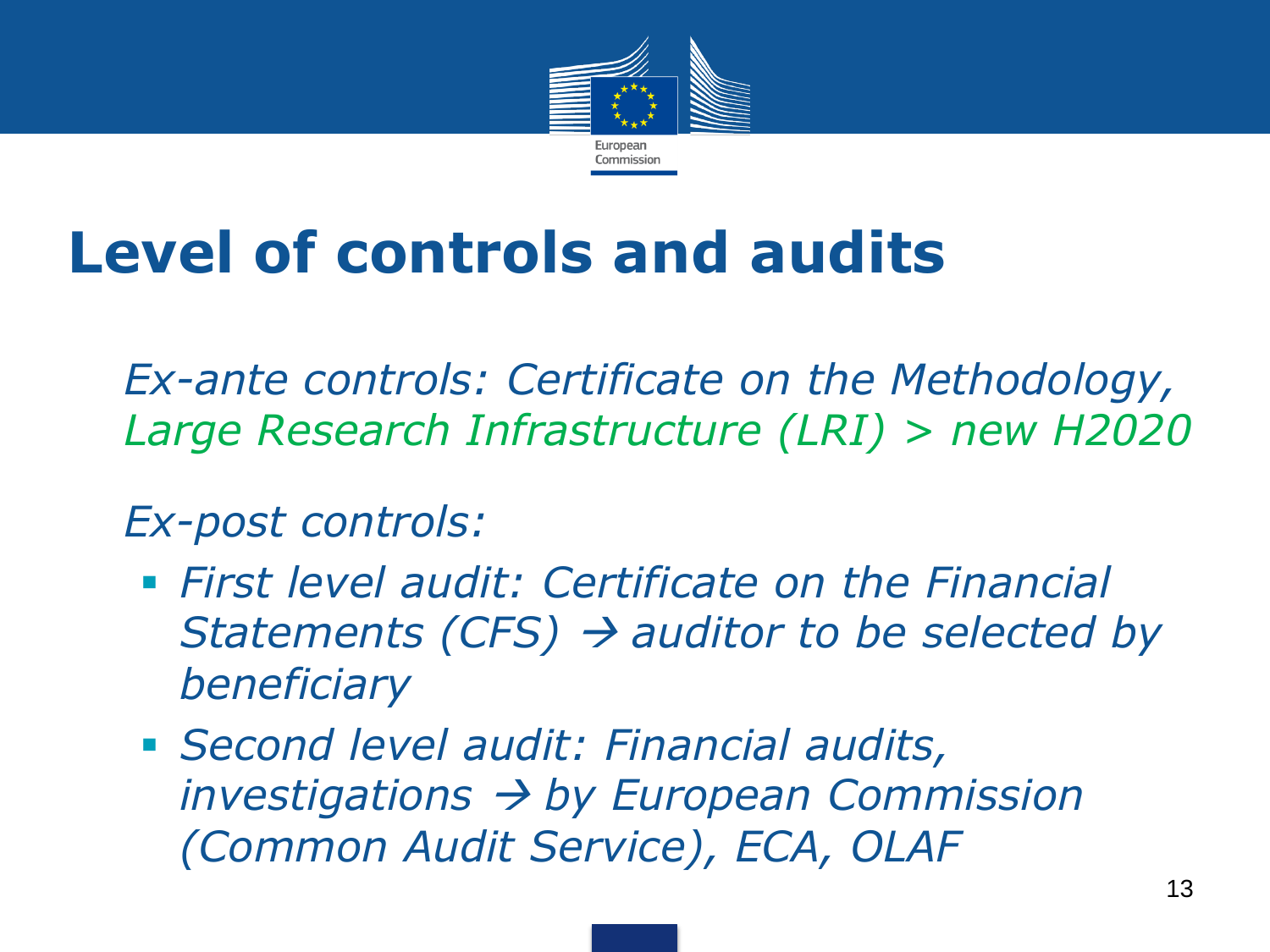# Level of controls and audits

*Ex-ante controls: Certificate on the Methodology, Large Research Infrastructure (LRI) > new H2020*

*Ex-post controls:*

- *First level audit: Certificate on the Financial Statements (CFS) → auditor to be selected by beneficiary*
- *Second level audit: Financial audits, investigations → by European Commission (Common Audit Service), ECA, OLAF*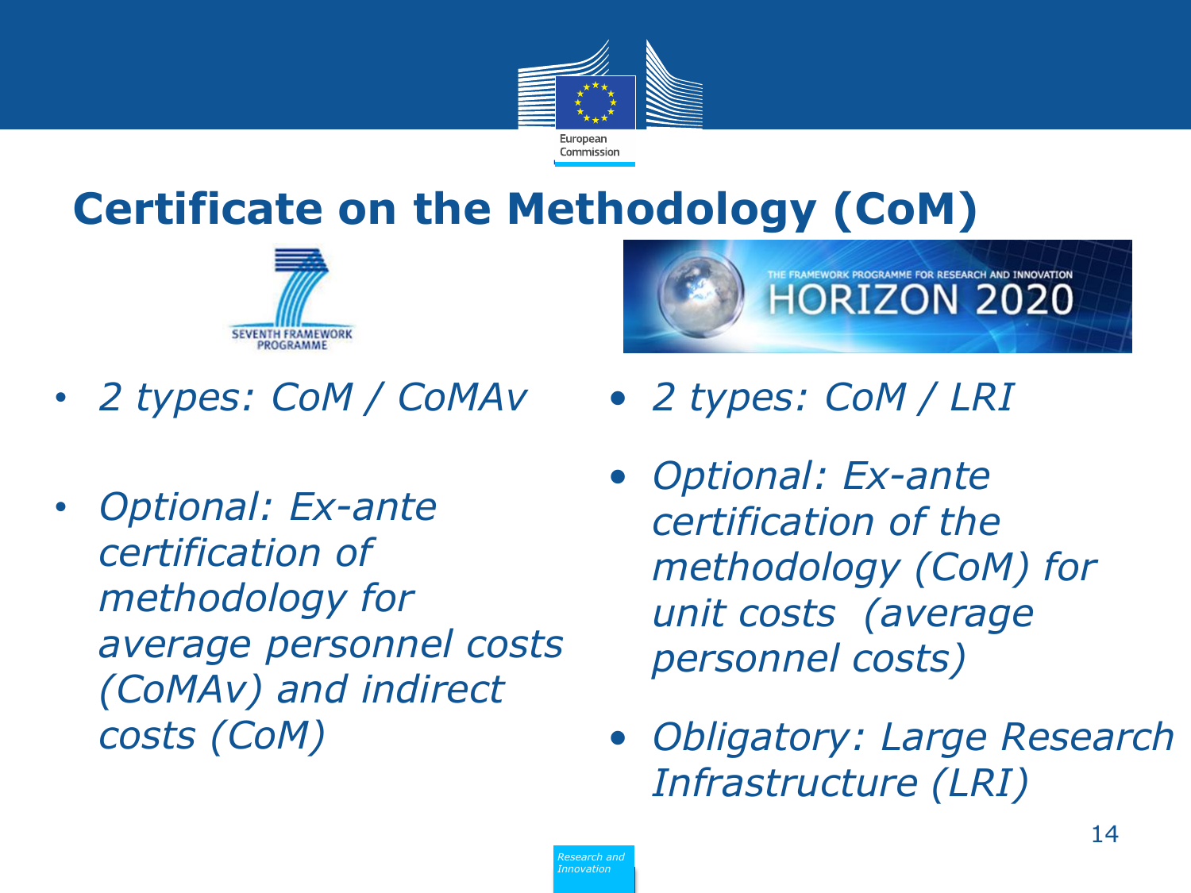# Certificate on the Methodology (CoM)

**SEVENTH FRAMEWORK PROGRAMME**

- *2 types: CoM / CoMAv*
- *Optional: Ex-ante certification of methodology for average personnel costs (CoMAv) and indirect costs (CoM)*

**THE FRAMEWORK PROGRAMME FOR RESEARCH AND INNOVATION — HORIZON 2020**

- *2 types: CoM / LRI*
- *Optional: Ex-ante certification of the methodology (CoM) for unit costs (average personnel costs)*
- *Obligatory: Large Research Infrastructure (LRI)*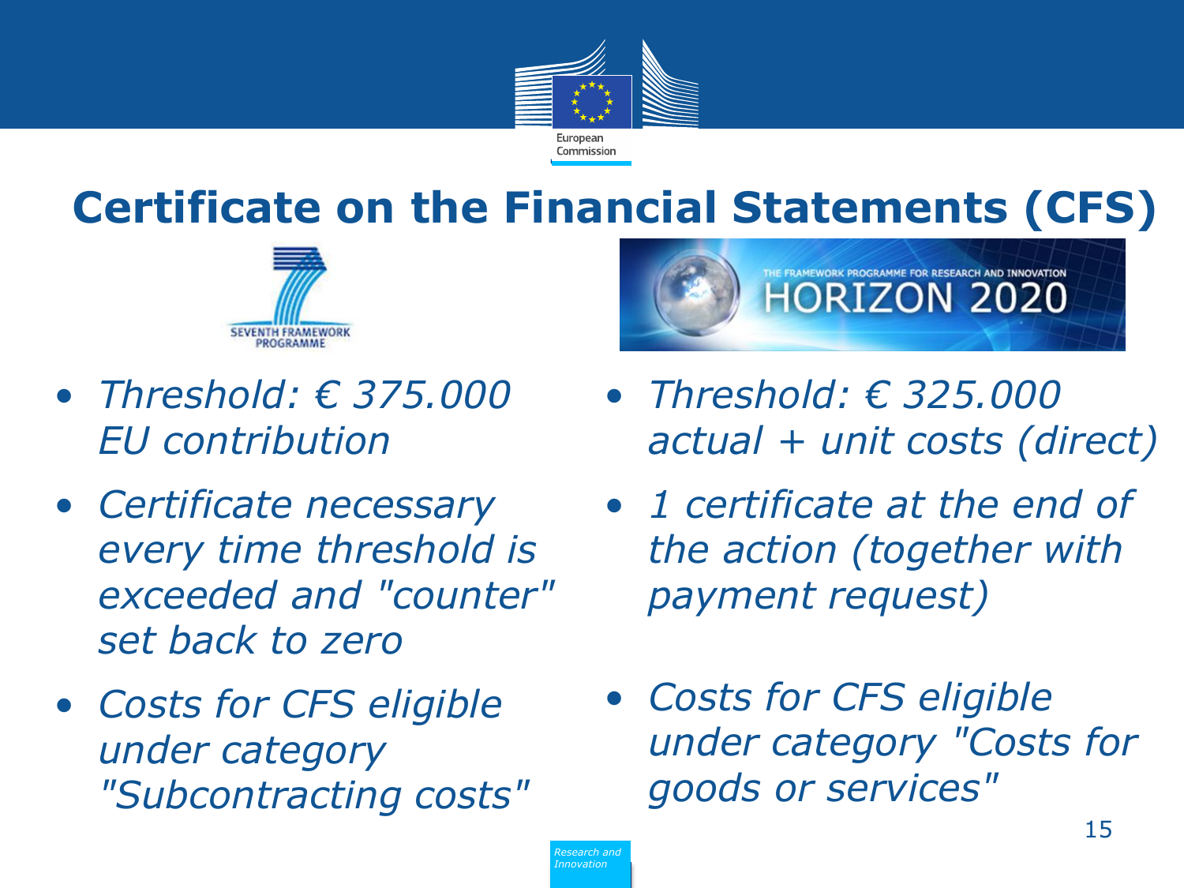# Certificate on the Financial Statements (CFS)

SEVENTH FRAMEWORK PROGRAMME

- *Threshold: € 375.000 EU contribution*
- *Certificate necessary every time threshold is exceeded and "counter" set back to zero*
- *Costs for CFS eligible under category "Subcontracting costs"*

THE FRAMEWORK PROGRAMME FOR RESEARCH AND INNOVATION HORIZON 2020

- *Threshold: € 325.000 actual + unit costs (direct)*
- *1 certificate at the end of the action (together with payment request)*
- *Costs for CFS eligible under category "Costs for goods or services"*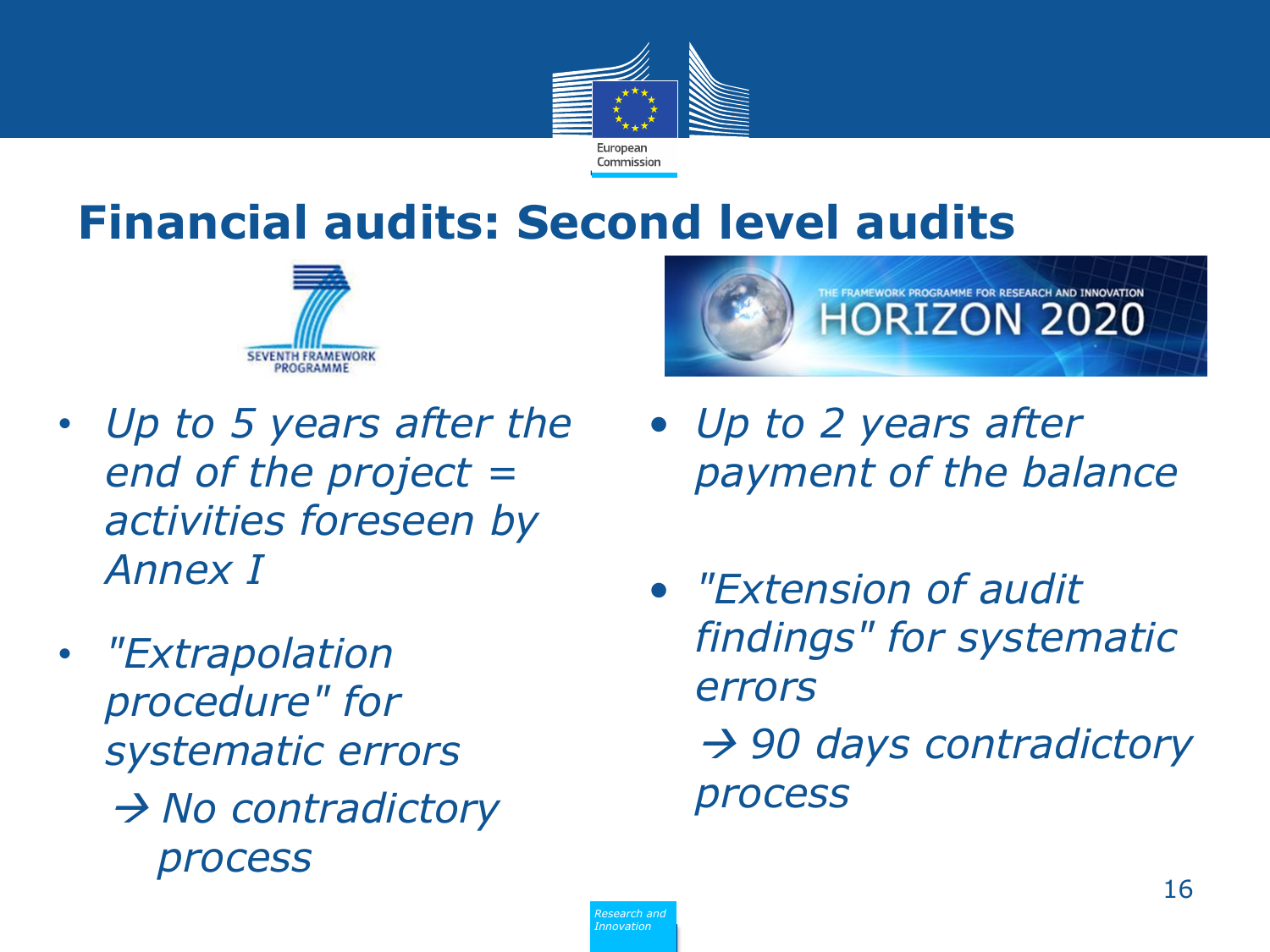# Financial audits: Second level audits

SEVENTH FRAMEWORK PROGRAMME

- *Up to 5 years after the end of the project = activities foreseen by Annex I*
- *"Extrapolation procedure" for systematic errors*

  *→ No contradictory process*

THE FRAMEWORK PROGRAMME FOR RESEARCH AND INNOVATION HORIZON 2020

- *Up to 2 years after payment of the balance*
- *"Extension of audit findings" for systematic errors*

  *→ 90 days contradictory process*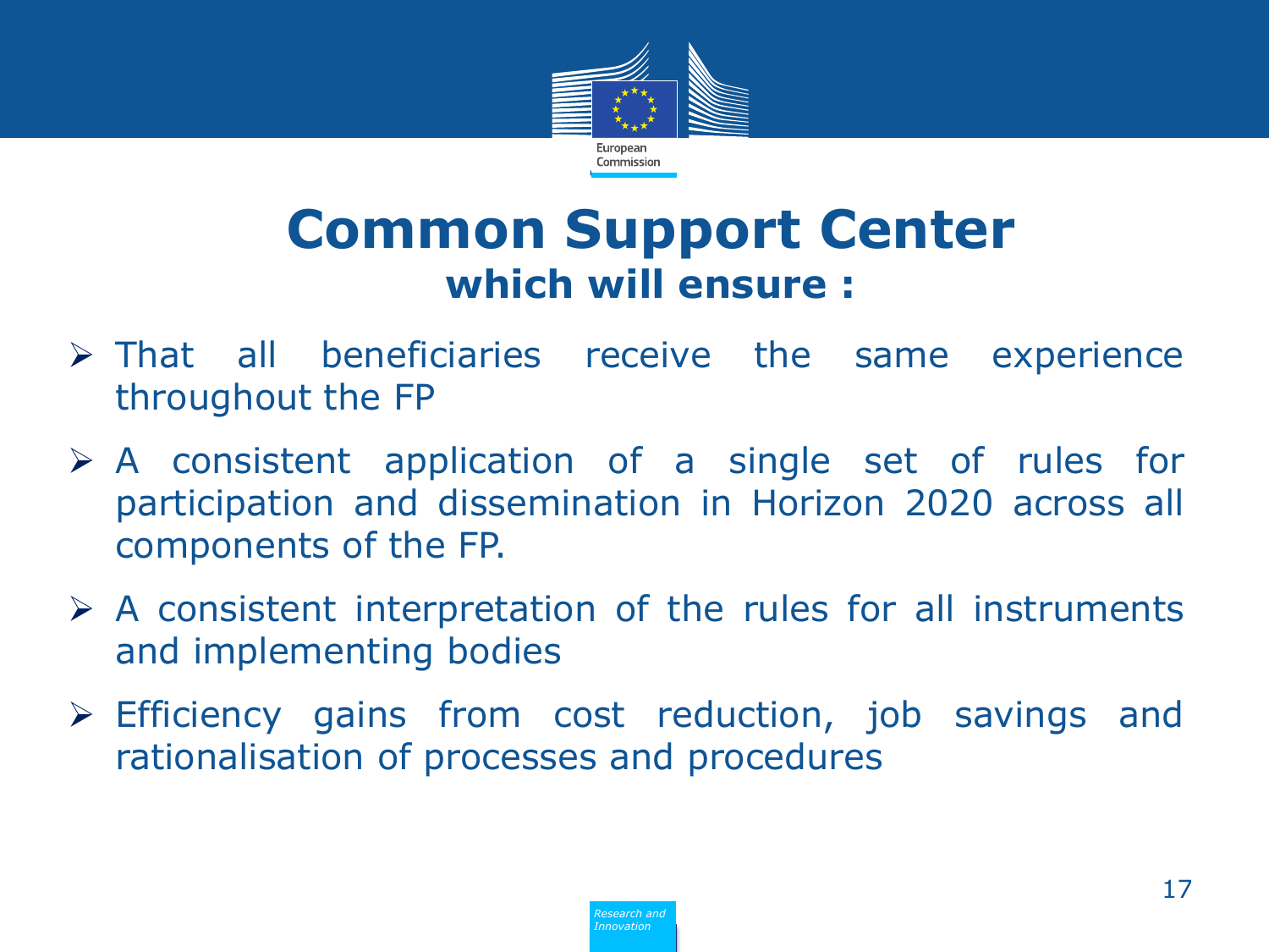# Common Support Center
## which will ensure :

- That all beneficiaries receive the same experience throughout the FP
- A consistent application of a single set of rules for participation and dissemination in Horizon 2020 across all components of the FP.
- A consistent interpretation of the rules for all instruments and implementing bodies
- Efficiency gains from cost reduction, job savings and rationalisation of processes and procedures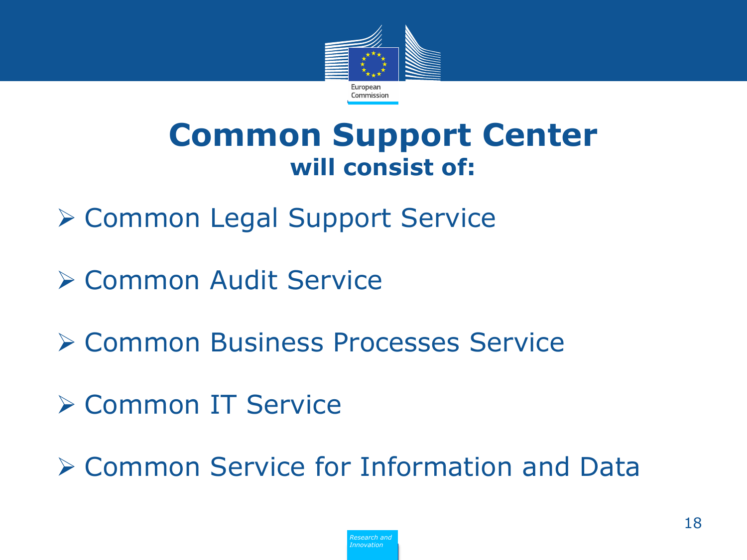# Common Support Center

## will consist of:

- Common Legal Support Service
- Common Audit Service
- Common Business Processes Service
- Common IT Service
- Common Service for Information and Data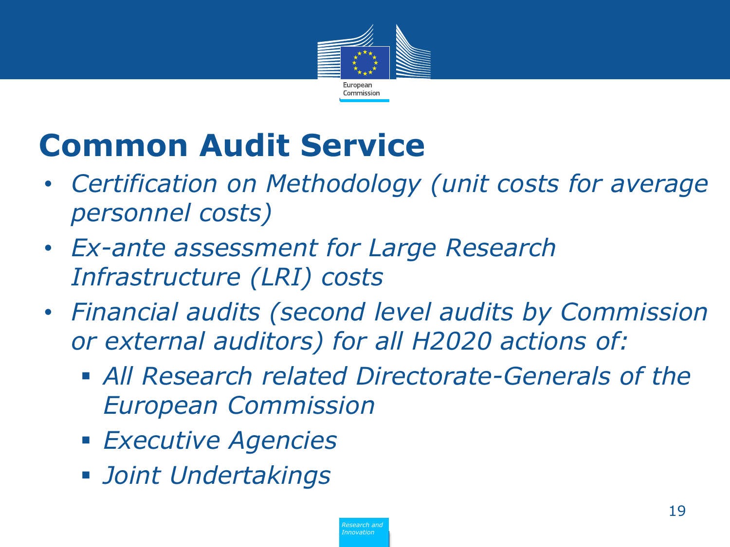# Common Audit Service

- *Certification on Methodology (unit costs for average personnel costs)*
- *Ex-ante assessment for Large Research Infrastructure (LRI) costs*
- *Financial audits (second level audits by Commission or external auditors) for all H2020 actions of:*
  - *All Research related Directorate-Generals of the European Commission*
  - *Executive Agencies*
  - *Joint Undertakings*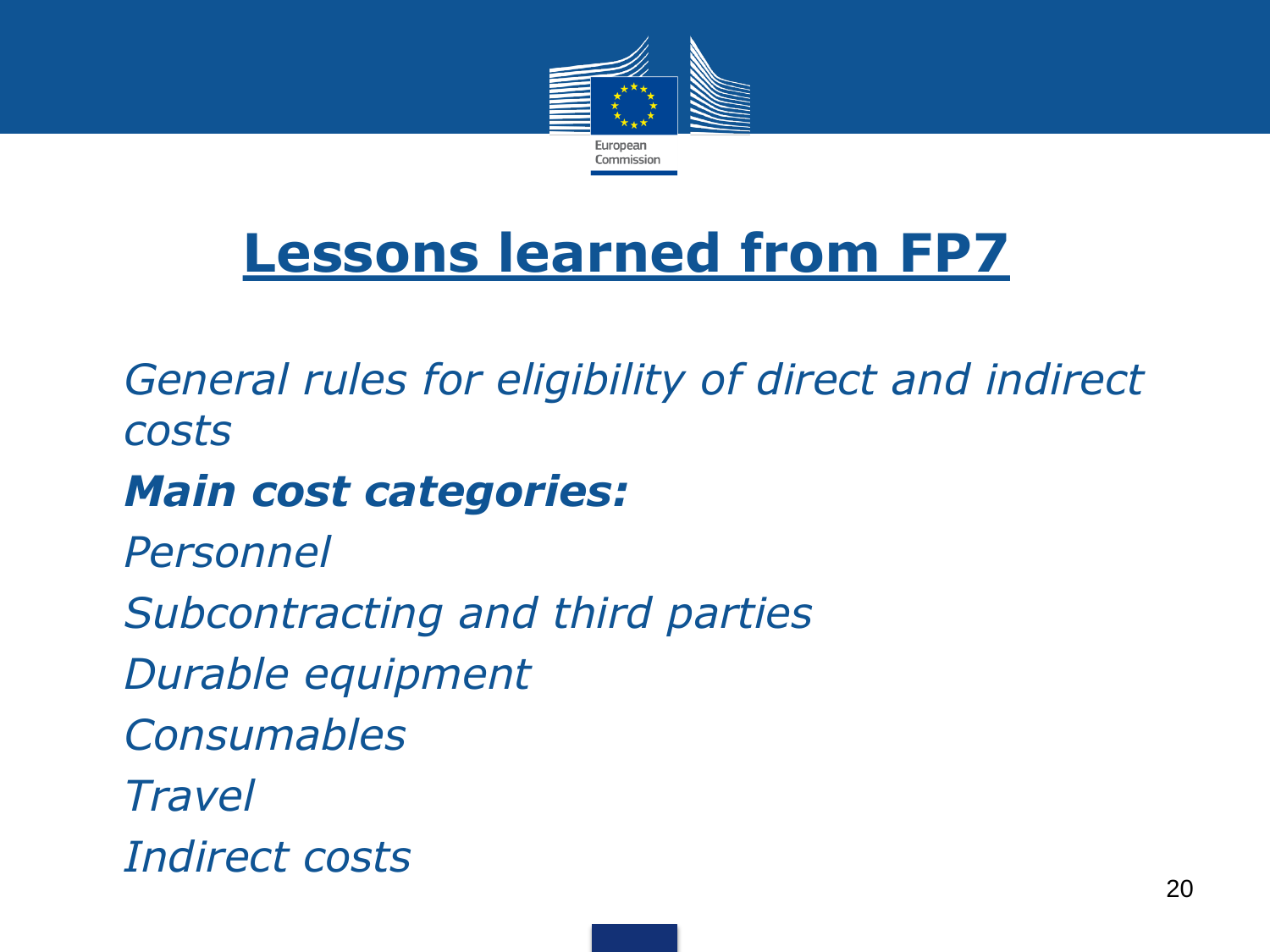# Lessons learned from FP7

*General rules for eligibility of direct and indirect costs*

***Main cost categories:***

*Personnel*

*Subcontracting and third parties*

*Durable equipment*

*Consumables*

*Travel*

*Indirect costs*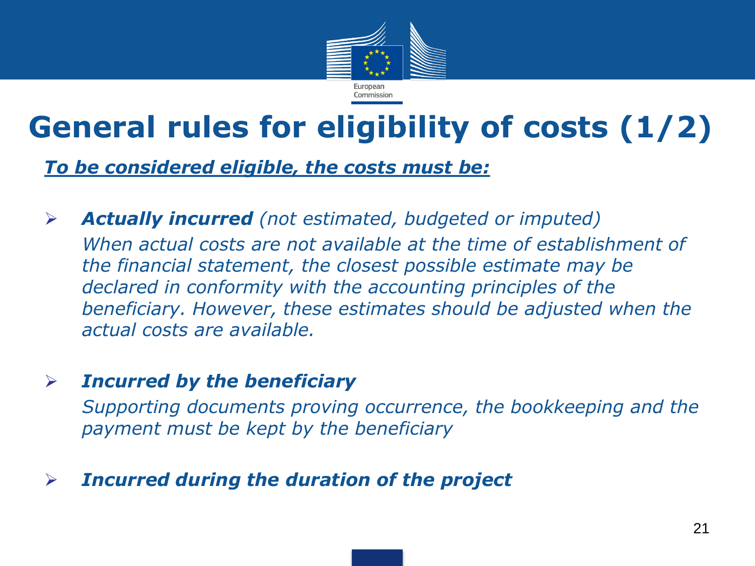# General rules for eligibility of costs (1/2)

***To be considered eligible, the costs must be:***

- ***Actually incurred*** *(not estimated, budgeted or imputed)*
  *When actual costs are not available at the time of establishment of the financial statement, the closest possible estimate may be declared in conformity with the accounting principles of the beneficiary. However, these estimates should be adjusted when the actual costs are available.*

- ***Incurred by the beneficiary***
  *Supporting documents proving occurrence, the bookkeeping and the payment must be kept by the beneficiary*

- ***Incurred during the duration of the project***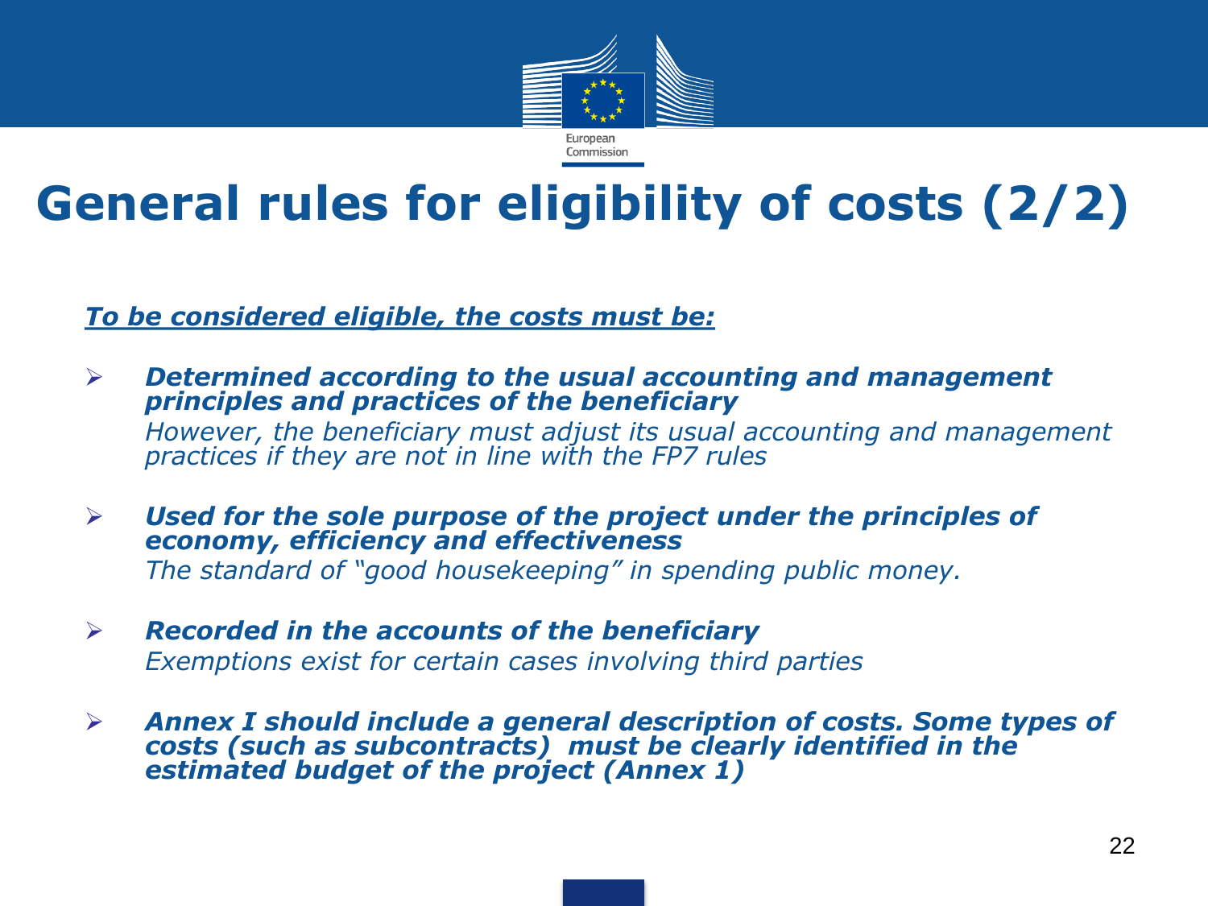# General rules for eligibility of costs (2/2)

***To be considered eligible, the costs must be:***

- ***Determined according to the usual accounting and management principles and practices of the beneficiary***
  *However, the beneficiary must adjust its usual accounting and management practices if they are not in line with the FP7 rules*

- ***Used for the sole purpose of the project under the principles of economy, efficiency and effectiveness***
  *The standard of "good housekeeping" in spending public money.*

- ***Recorded in the accounts of the beneficiary***
  *Exemptions exist for certain cases involving third parties*

- ***Annex I should include a general description of costs. Some types of costs (such as subcontracts) must be clearly identified in the estimated budget of the project (Annex 1)***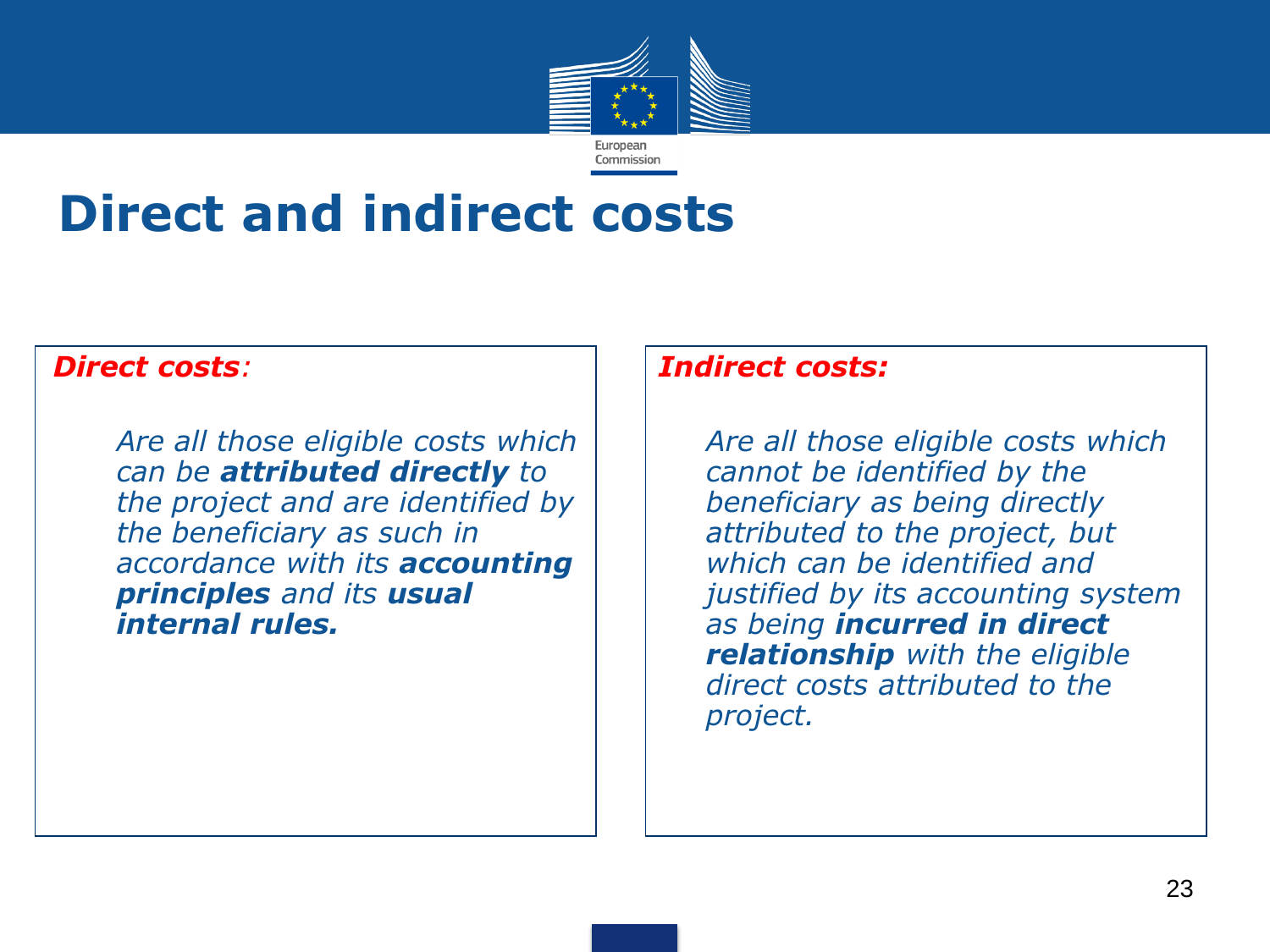# Direct and indirect costs

***Direct costs**:*

*Are all those eligible costs which can be **attributed directly** to the project and are identified by the beneficiary as such in accordance with its **accounting principles** and its **usual internal rules.***

***Indirect costs:***

*Are all those eligible costs which cannot be identified by the beneficiary as being directly attributed to the project, but which can be identified and justified by its accounting system as being **incurred in direct relationship** with the eligible direct costs attributed to the project.*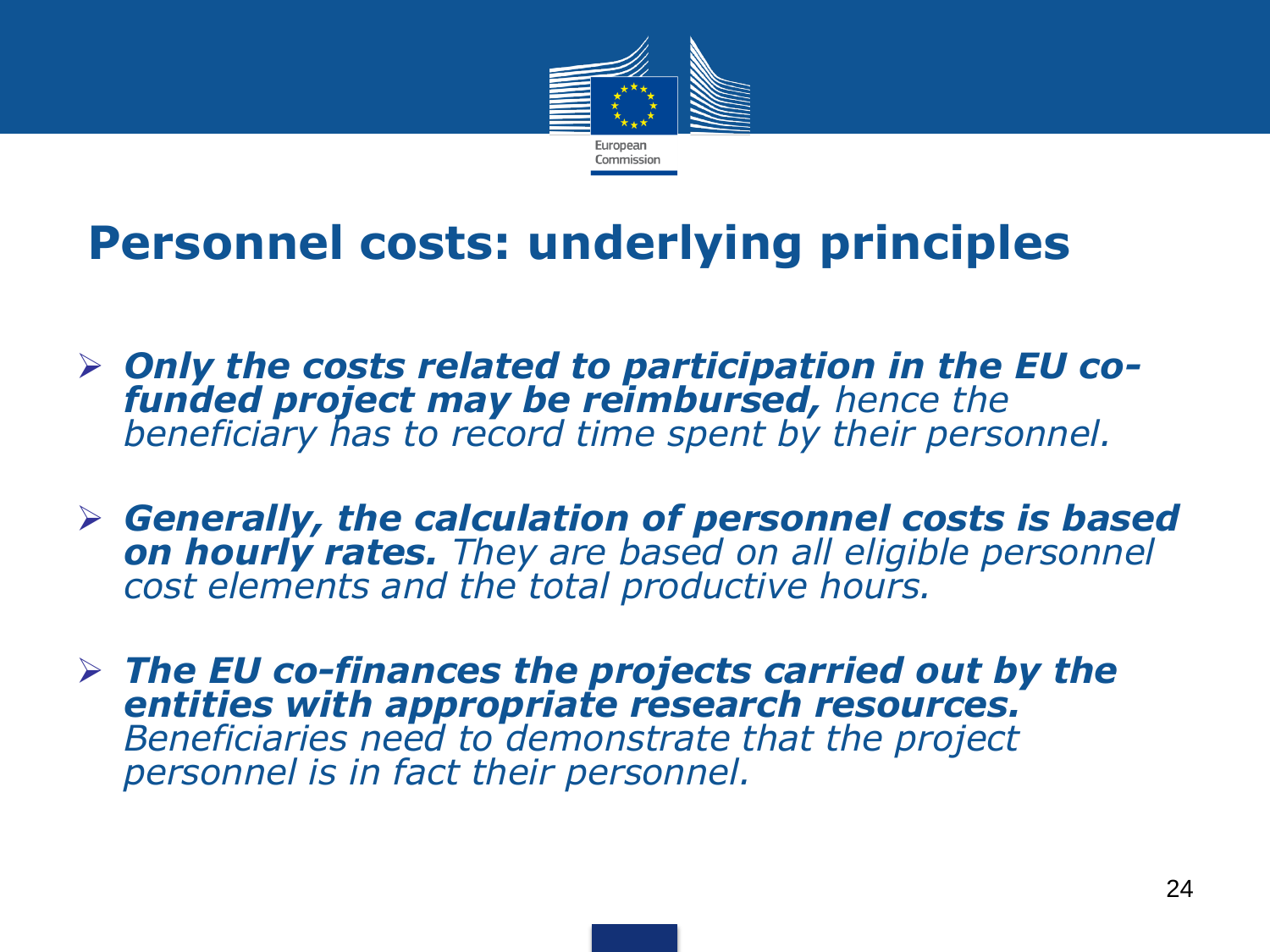# Personnel costs: underlying principles

- ***Only the costs related to participation in the EU co-funded project may be reimbursed,*** *hence the beneficiary has to record time spent by their personnel.*

- ***Generally, the calculation of personnel costs is based on hourly rates.*** *They are based on all eligible personnel cost elements and the total productive hours.*

- ***The EU co-finances the projects carried out by the entities with appropriate research resources.*** *Beneficiaries need to demonstrate that the project personnel is in fact their personnel.*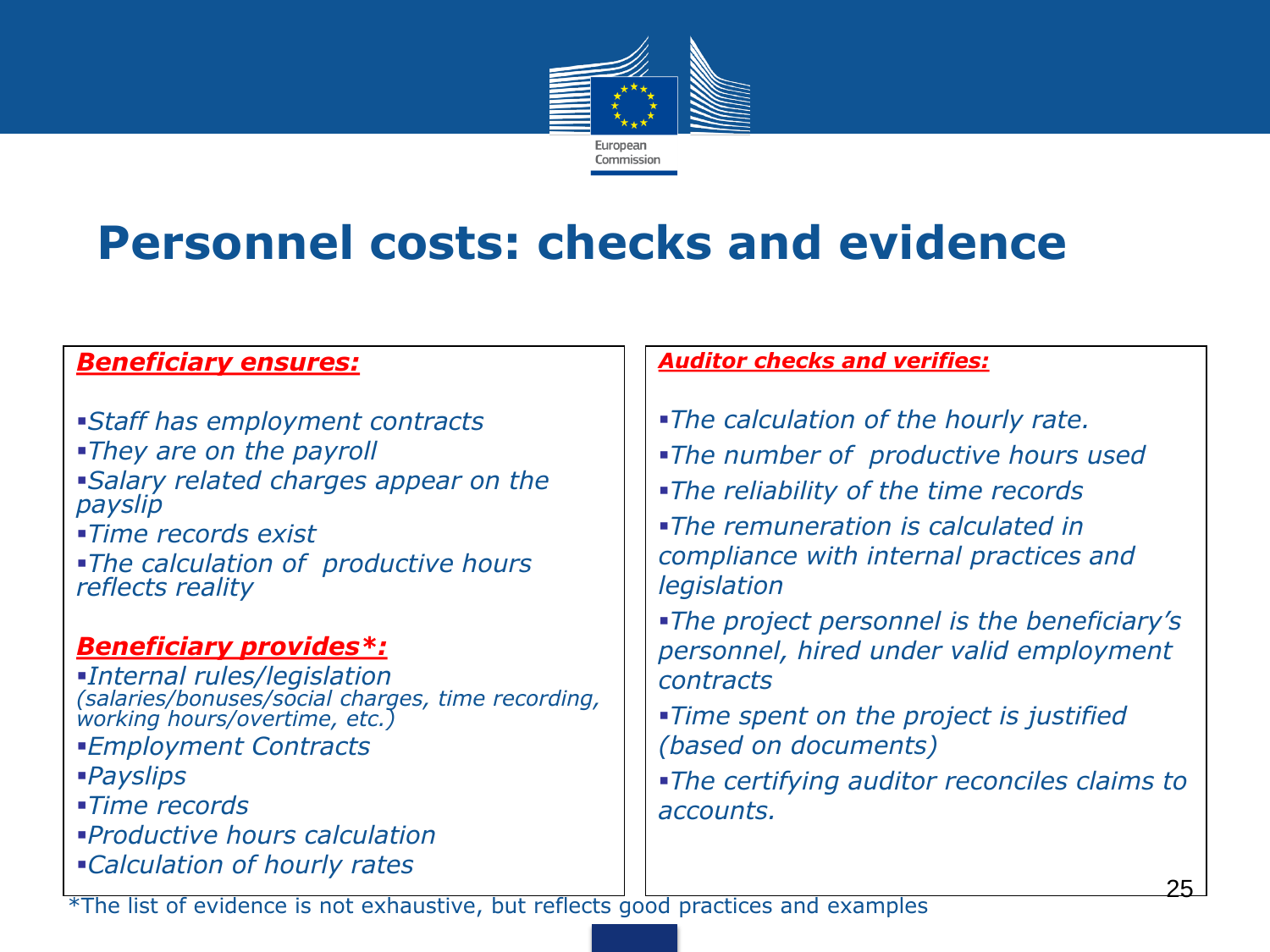# Personnel costs: checks and evidence

***Beneficiary ensures:***

- *Staff has employment contracts*
- *They are on the payroll*
- *Salary related charges appear on the payslip*
- *Time records exist*
- *The calculation of productive hours reflects reality*

***Beneficiary provides*:***

- *Internal rules/legislation (salaries/bonuses/social charges, time recording, working hours/overtime, etc.)*
- *Employment Contracts*
- *Payslips*
- *Time records*
- *Productive hours calculation*
- *Calculation of hourly rates*

***Auditor checks and verifies:***

- *The calculation of the hourly rate.*
- *The number of productive hours used*
- *The reliability of the time records*
- *The remuneration is calculated in compliance with internal practices and legislation*
- *The project personnel is the beneficiary's personnel, hired under valid employment contracts*
- *Time spent on the project is justified (based on documents)*
- *The certifying auditor reconciles claims to accounts.*

*The list of evidence is not exhaustive, but reflects good practices and examples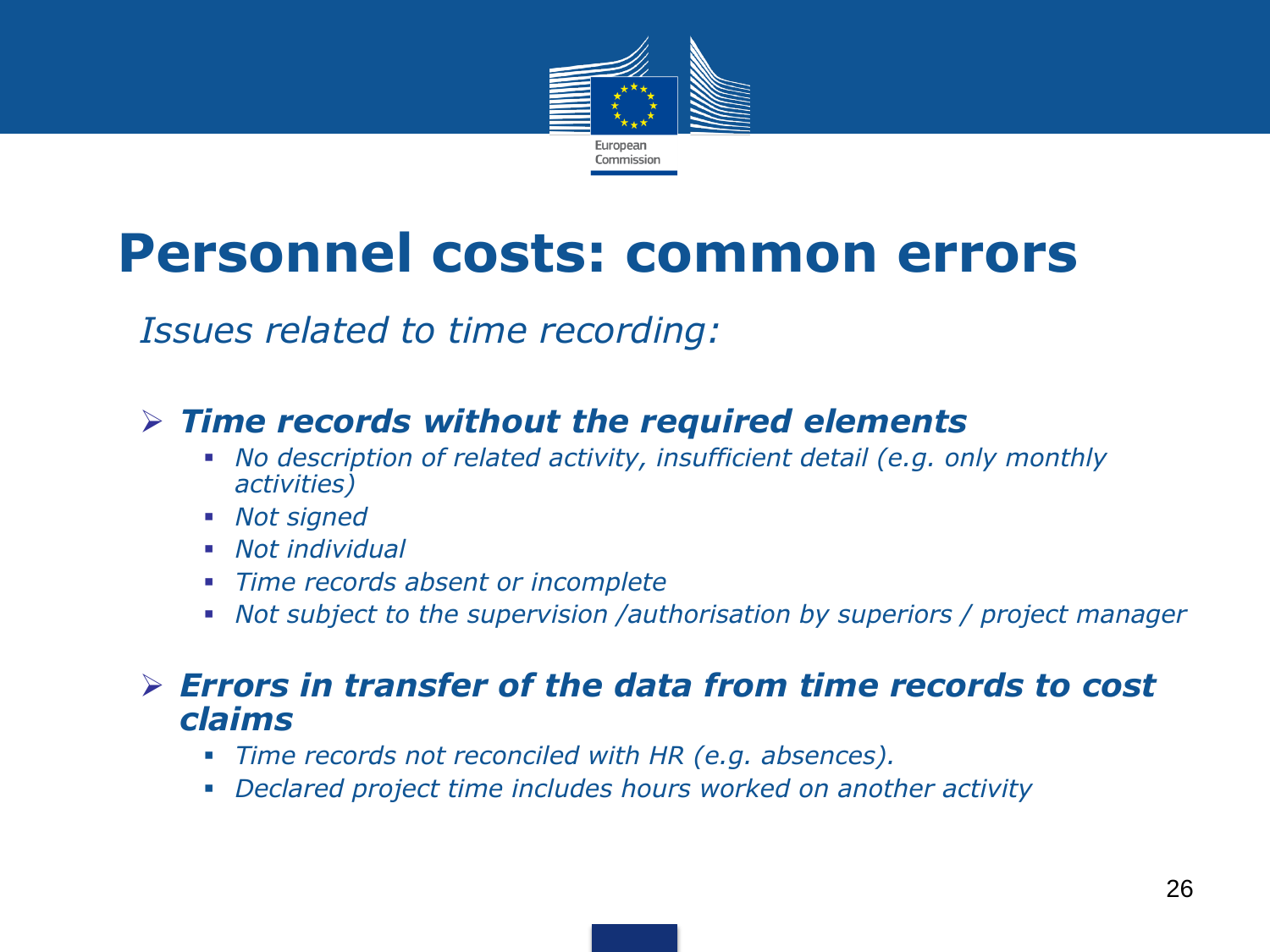# Personnel costs: common errors

*Issues related to time recording:*

- ***Time records without the required elements***
  - *No description of related activity, insufficient detail (e.g. only monthly activities)*
  - *Not signed*
  - *Not individual*
  - *Time records absent or incomplete*
  - *Not subject to the supervision /authorisation by superiors / project manager*

- ***Errors in transfer of the data from time records to cost claims***
  - *Time records not reconciled with HR (e.g. absences).*
  - *Declared project time includes hours worked on another activity*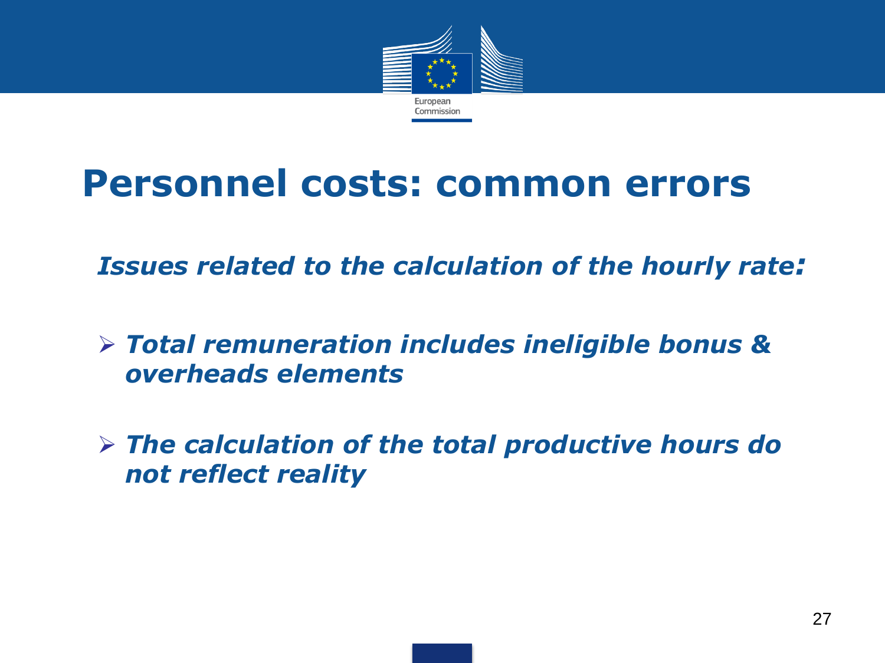# Personnel costs: common errors

***Issues related to the calculation of the hourly rate:***

- ***Total remuneration includes ineligible bonus & overheads elements***
- ***The calculation of the total productive hours do not reflect reality***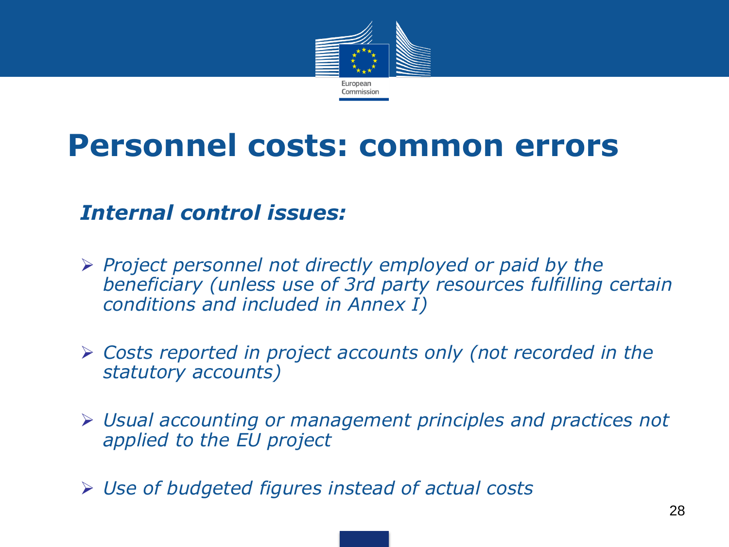# Personnel costs: common errors

***Internal control issues:***

- *Project personnel not directly employed or paid by the beneficiary (unless use of 3rd party resources fulfilling certain conditions and included in Annex I)*
- *Costs reported in project accounts only (not recorded in the statutory accounts)*
- *Usual accounting or management principles and practices not applied to the EU project*
- *Use of budgeted figures instead of actual costs*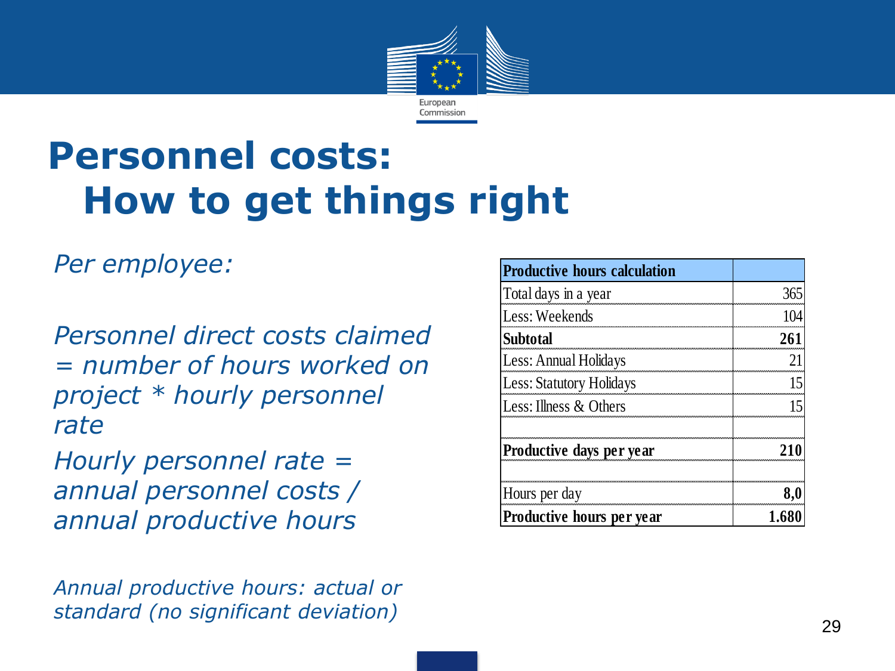# Personnel costs: How to get things right

*Per employee:*

*Personnel direct costs claimed = number of hours worked on project * hourly personnel rate*

*Hourly personnel rate = annual personnel costs / annual productive hours*

*Annual productive hours: actual or standard (no significant deviation)*

| **Productive hours calculation** | |
|---|---|
| Total days in a year | 365 |
| Less: Weekends | 104 |
| **Subtotal** | **261** |
| Less: Annual Holidays | 21 |
| Less: Statutory Holidays | 15 |
| Less: Illness & Others | 15 |
| | |
| **Productive days per year** | **210** |
| | |
| Hours per day | **8,0** |
| **Productive hours per year** | **1.680** |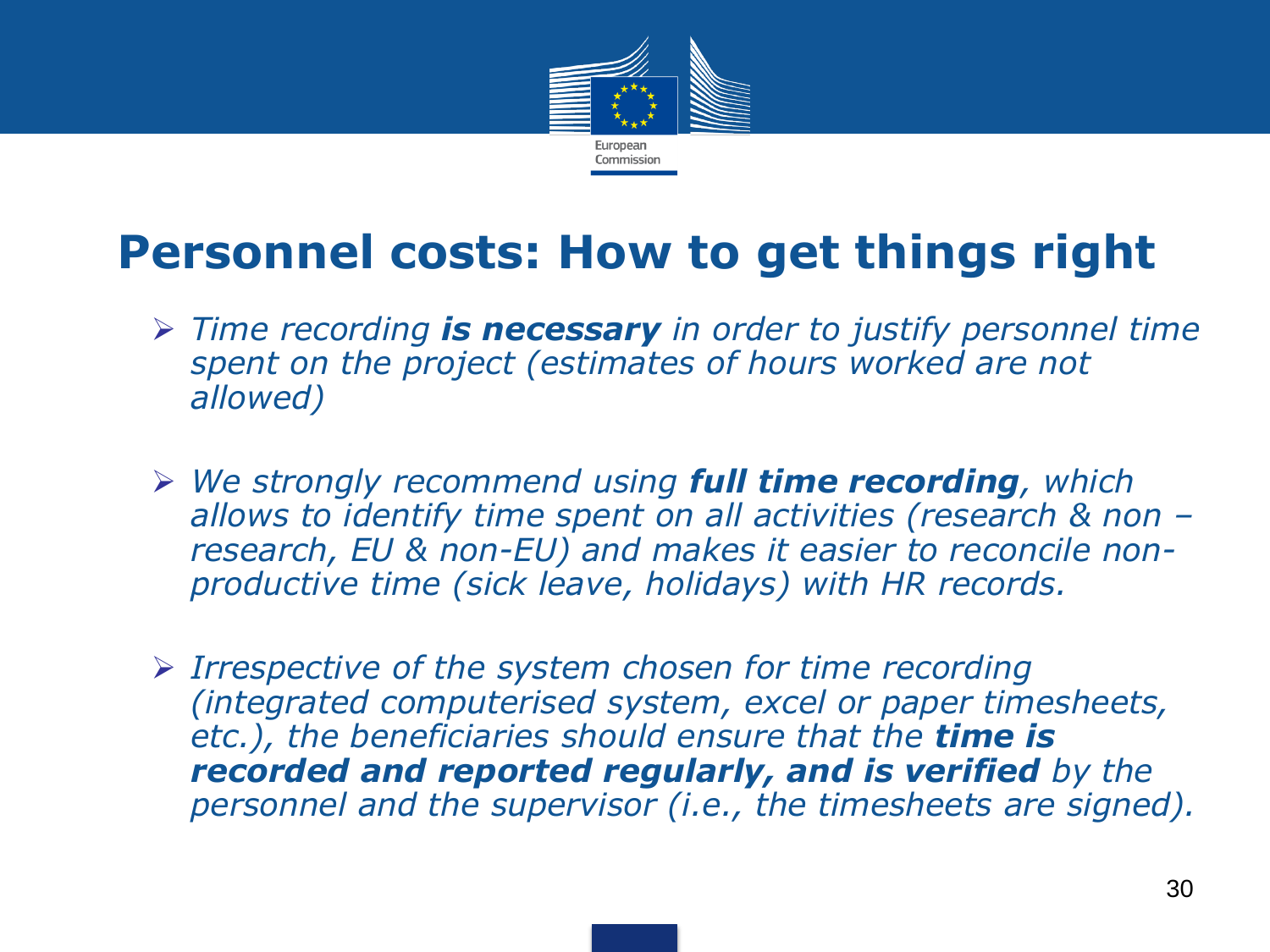# Personnel costs: How to get things right

- *Time recording **is necessary** in order to justify personnel time spent on the project (estimates of hours worked are not allowed)*

- *We strongly recommend using **full time recording**, which allows to identify time spent on all activities (research & non – research, EU & non-EU) and makes it easier to reconcile non-productive time (sick leave, holidays) with HR records.*

- *Irrespective of the system chosen for time recording (integrated computerised system, excel or paper timesheets, etc.), the beneficiaries should ensure that the **time is recorded and reported regularly, and is verified** by the personnel and the supervisor (i.e., the timesheets are signed).*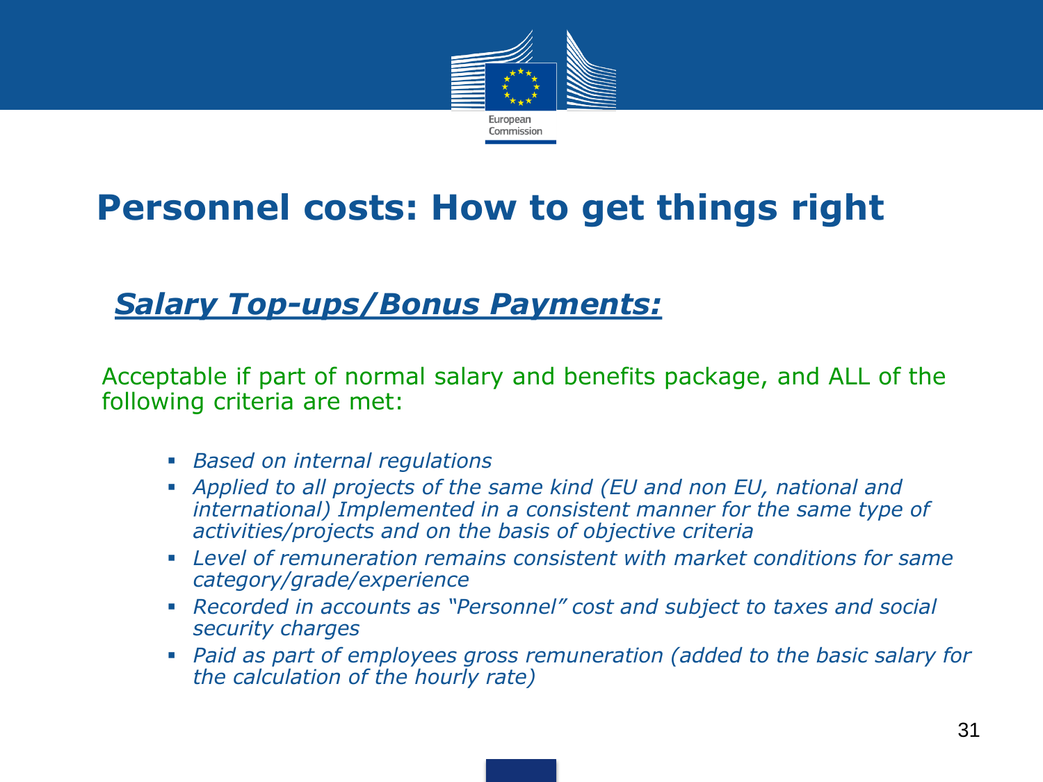# Personnel costs: How to get things right

## ***Salary Top-ups/Bonus Payments:***

Acceptable if part of normal salary and benefits package, and ALL of the following criteria are met:

- *Based on internal regulations*
- *Applied to all projects of the same kind (EU and non EU, national and international) Implemented in a consistent manner for the same type of activities/projects and on the basis of objective criteria*
- *Level of remuneration remains consistent with market conditions for same category/grade/experience*
- *Recorded in accounts as "Personnel" cost and subject to taxes and social security charges*
- *Paid as part of employees gross remuneration (added to the basic salary for the calculation of the hourly rate)*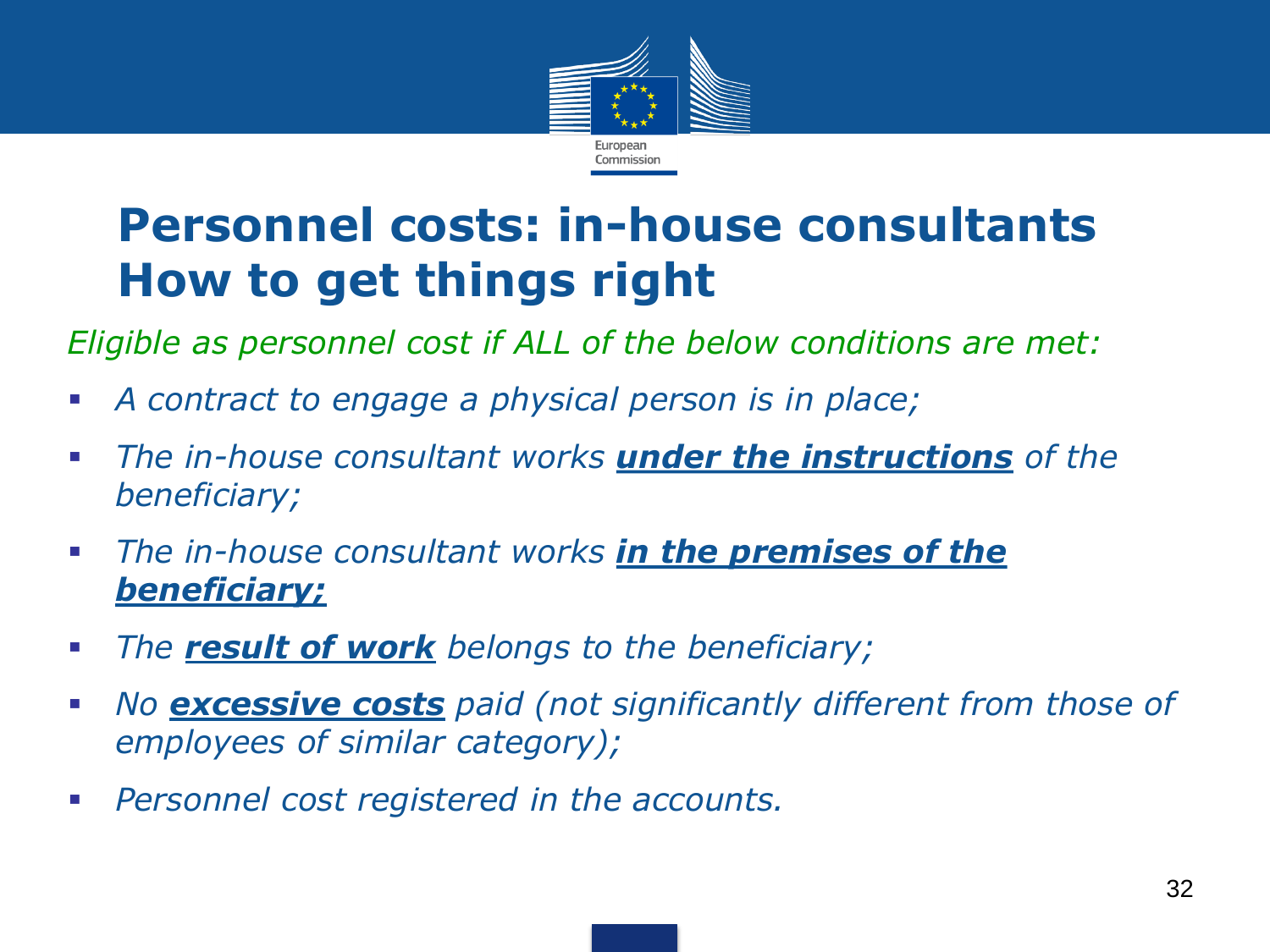# Personnel costs: in-house consultants How to get things right

*Eligible as personnel cost if ALL of the below conditions are met:*

- *A contract to engage a physical person is in place;*
- *The in-house consultant works **under the instructions** of the beneficiary;*
- *The in-house consultant works **in the premises of the beneficiary;***
- *The **result of work** belongs to the beneficiary;*
- *No **excessive costs** paid (not significantly different from those of employees of similar category);*
- *Personnel cost registered in the accounts.*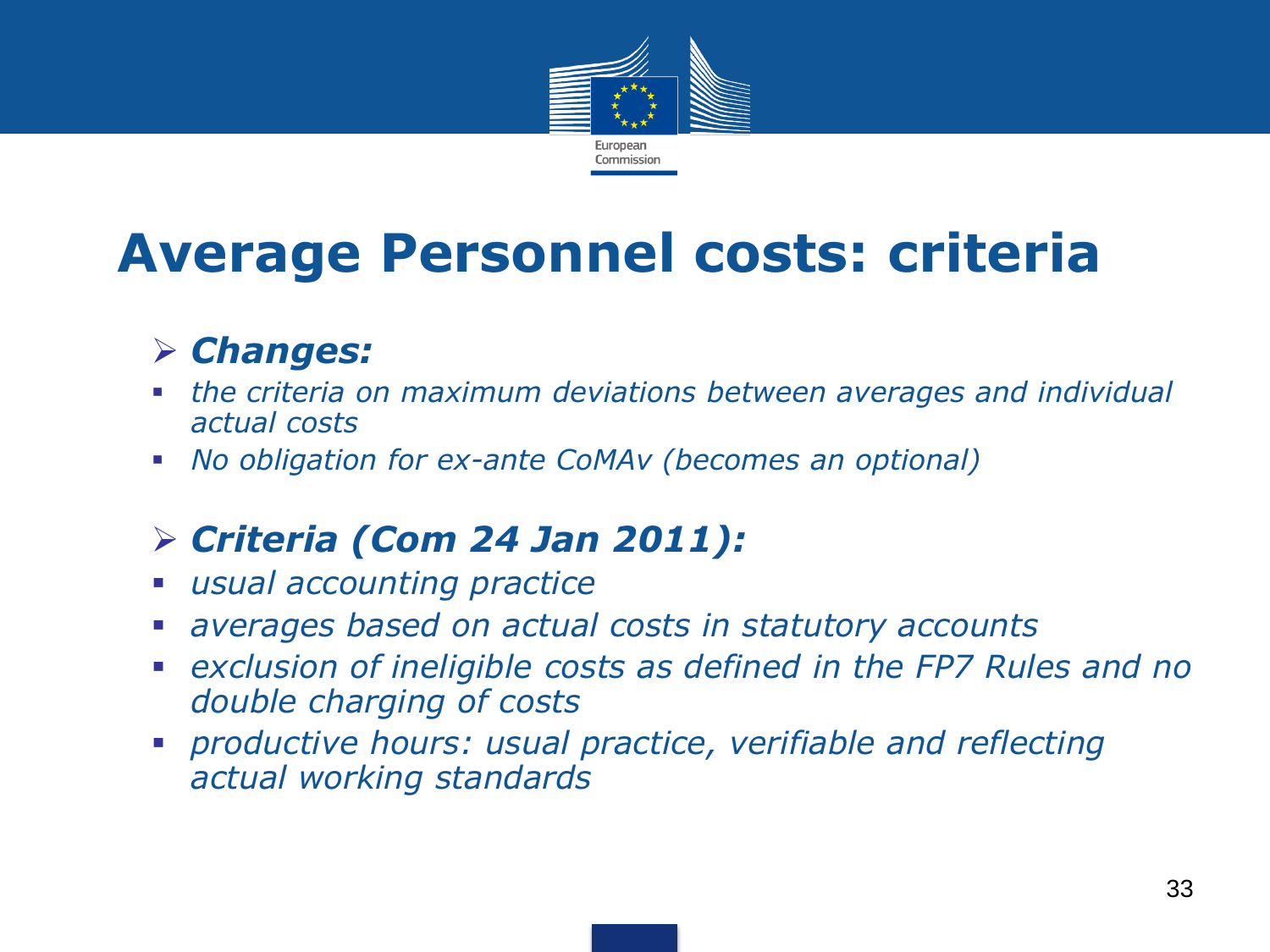# Average Personnel costs: criteria

- ***Changes:***
  - *the criteria on maximum deviations between averages and individual actual costs*
  - *No obligation for ex-ante CoMAv (becomes an optional)*

- ***Criteria (Com 24 Jan 2011):***
  - *usual accounting practice*
  - *averages based on actual costs in statutory accounts*
  - *exclusion of ineligible costs as defined in the FP7 Rules and no double charging of costs*
  - *productive hours: usual practice, verifiable and reflecting actual working standards*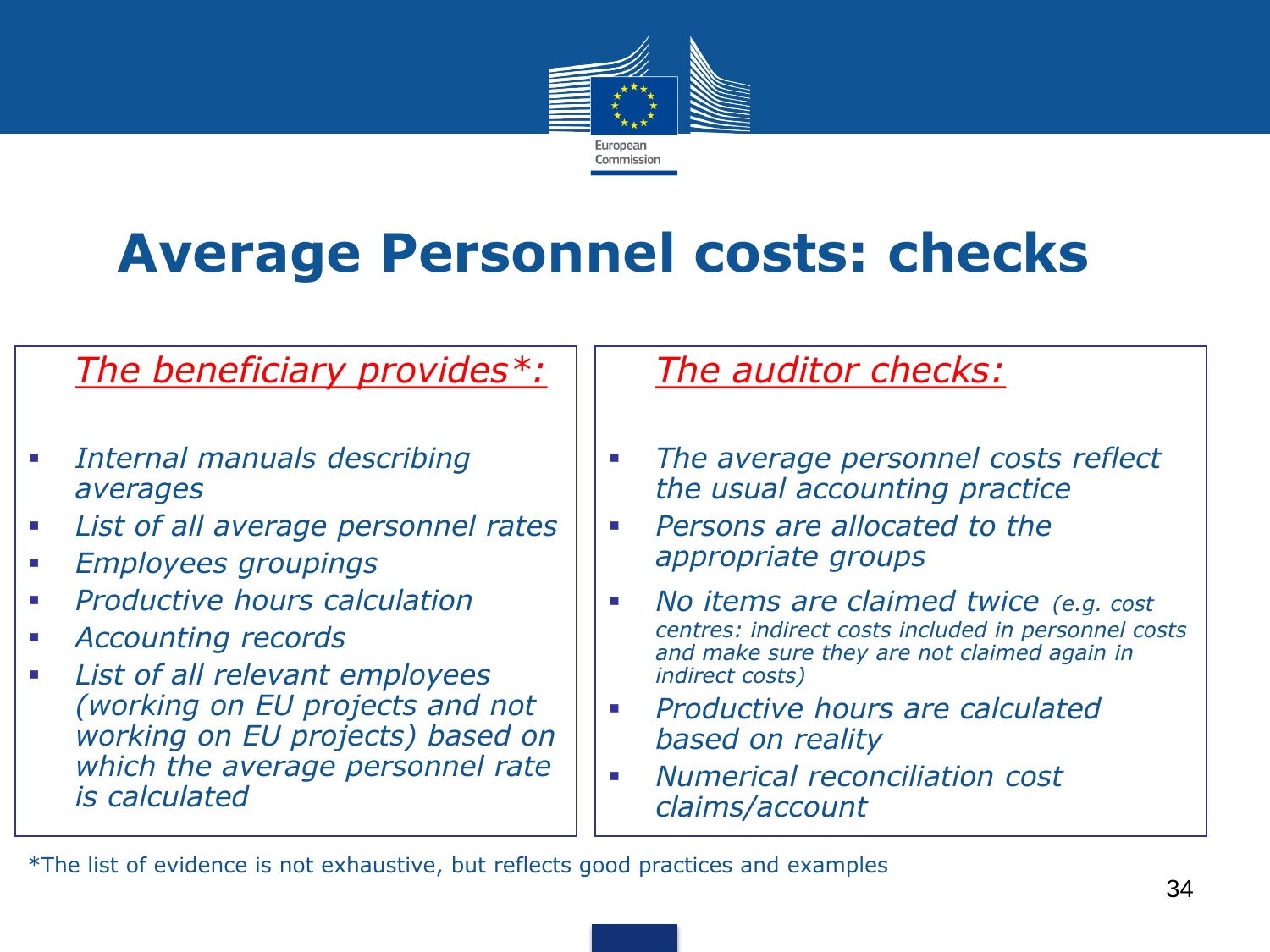# Average Personnel costs: checks

## *The beneficiary provides*:*

- *Internal manuals describing averages*
- *List of all average personnel rates*
- *Employees groupings*
- *Productive hours calculation*
- *Accounting records*
- *List of all relevant employees (working on EU projects and not working on EU projects) based on which the average personnel rate is calculated*

## *The auditor checks:*

- *The average personnel costs reflect the usual accounting practice*
- *Persons are allocated to the appropriate groups*
- *No items are claimed twice (e.g. cost centres: indirect costs included in personnel costs and make sure they are not claimed again in indirect costs)*
- *Productive hours are calculated based on reality*
- *Numerical reconciliation cost claims/account*

*The list of evidence is not exhaustive, but reflects good practices and examples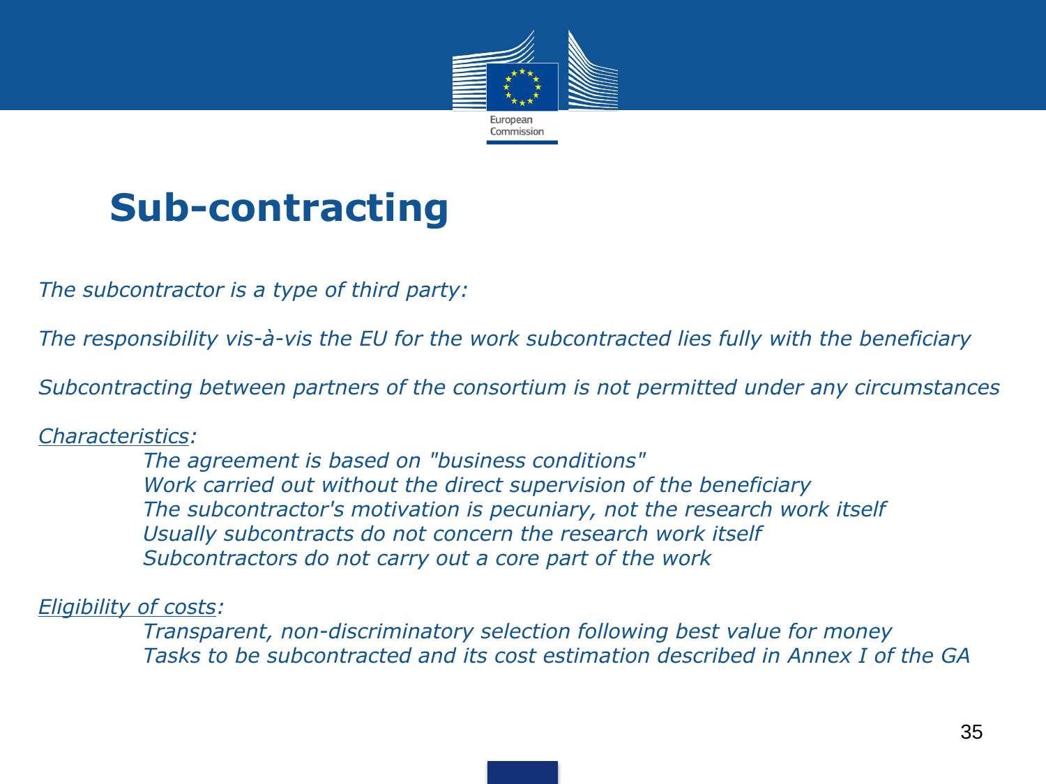# Sub-contracting

*The subcontractor is a type of third party:*

*The responsibility vis-à-vis the EU for the work subcontracted lies fully with the beneficiary*

*Subcontracting between partners of the consortium is not permitted under any circumstances*

*Characteristics:*

- *The agreement is based on "business conditions"*
- *Work carried out without the direct supervision of the beneficiary*
- *The subcontractor's motivation is pecuniary, not the research work itself*
- *Usually subcontracts do not concern the research work itself*
- *Subcontractors do not carry out a core part of the work*

*Eligibility of costs:*

- *Transparent, non-discriminatory selection following best value for money*
- *Tasks to be subcontracted and its cost estimation described in Annex I of the GA*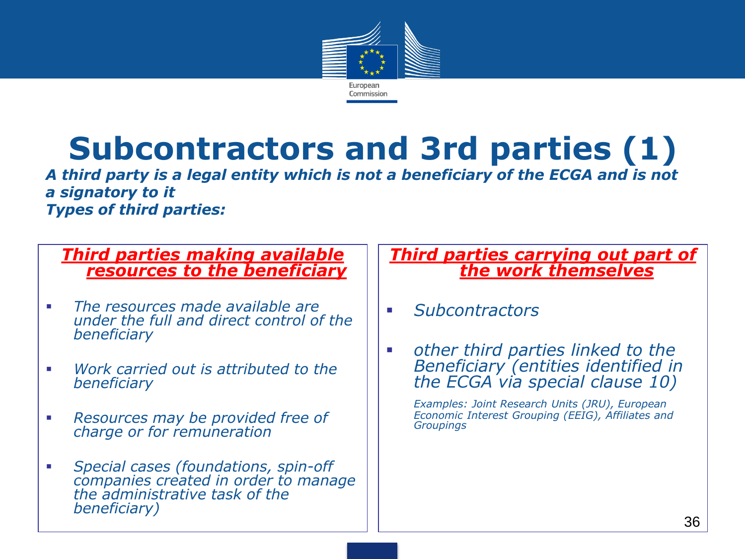# Subcontractors and 3rd parties (1)

***A third party is a legal entity which is not a beneficiary of the ECGA and is not a signatory to it***

***Types of third parties:***

## *Third parties making available resources to the beneficiary*

- *The resources made available are under the full and direct control of the beneficiary*
- *Work carried out is attributed to the beneficiary*
- *Resources may be provided free of charge or for remuneration*
- *Special cases (foundations, spin-off companies created in order to manage the administrative task of the beneficiary)*

## *Third parties carrying out part of the work themselves*

- *Subcontractors*
- *other third parties linked to the Beneficiary (entities identified in the ECGA via special clause 10)*

  *Examples: Joint Research Units (JRU), European Economic Interest Grouping (EEIG), Affiliates and Groupings*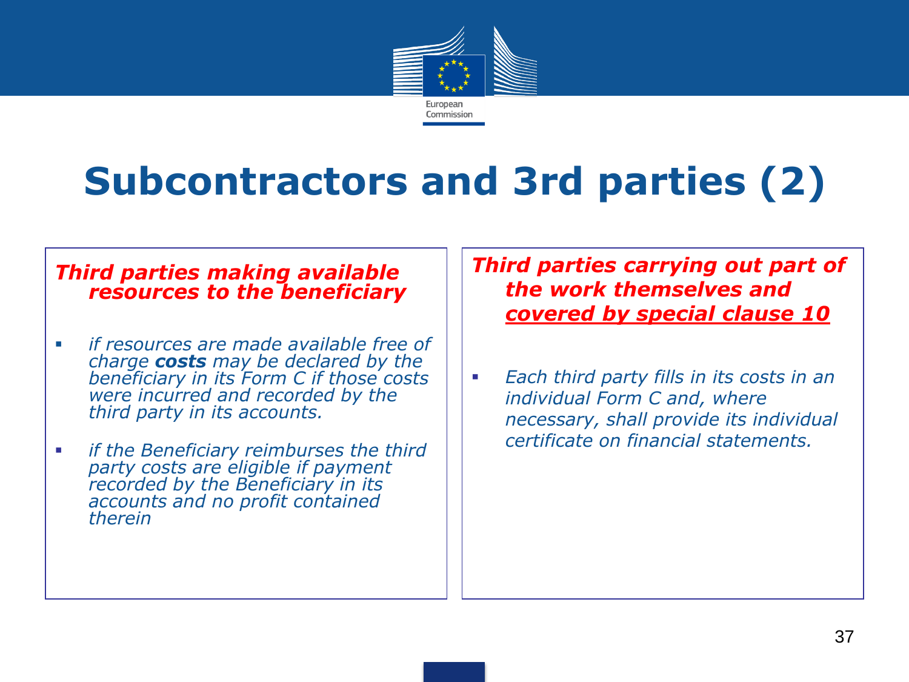# Subcontractors and 3rd parties (2)

***Third parties making available resources to the beneficiary***

- *if resources are made available free of charge **costs** may be declared by the beneficiary in its Form C if those costs were incurred and recorded by the third party in its accounts.*
- *if the Beneficiary reimburses the third party costs are eligible if payment recorded by the Beneficiary in its accounts and no profit contained therein*

***Third parties carrying out part of the work themselves and <u>covered by special clause 10</u>***

- *Each third party fills in its costs in an individual Form C and, where necessary, shall provide its individual certificate on financial statements.*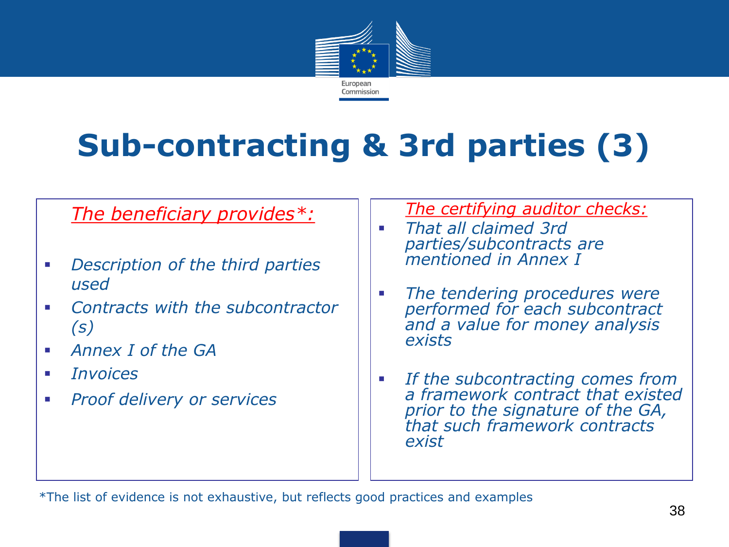# Sub-contracting & 3rd parties (3)

*The beneficiary provides*:*

- *Description of the third parties used*
- *Contracts with the subcontractor (s)*
- *Annex I of the GA*
- *Invoices*
- *Proof delivery or services*

*The certifying auditor checks:*

- *That all claimed 3rd parties/subcontracts are mentioned in Annex I*
- *The tendering procedures were performed for each subcontract and a value for money analysis exists*
- *If the subcontracting comes from a framework contract that existed prior to the signature of the GA, that such framework contracts exist*

*The list of evidence is not exhaustive, but reflects good practices and examples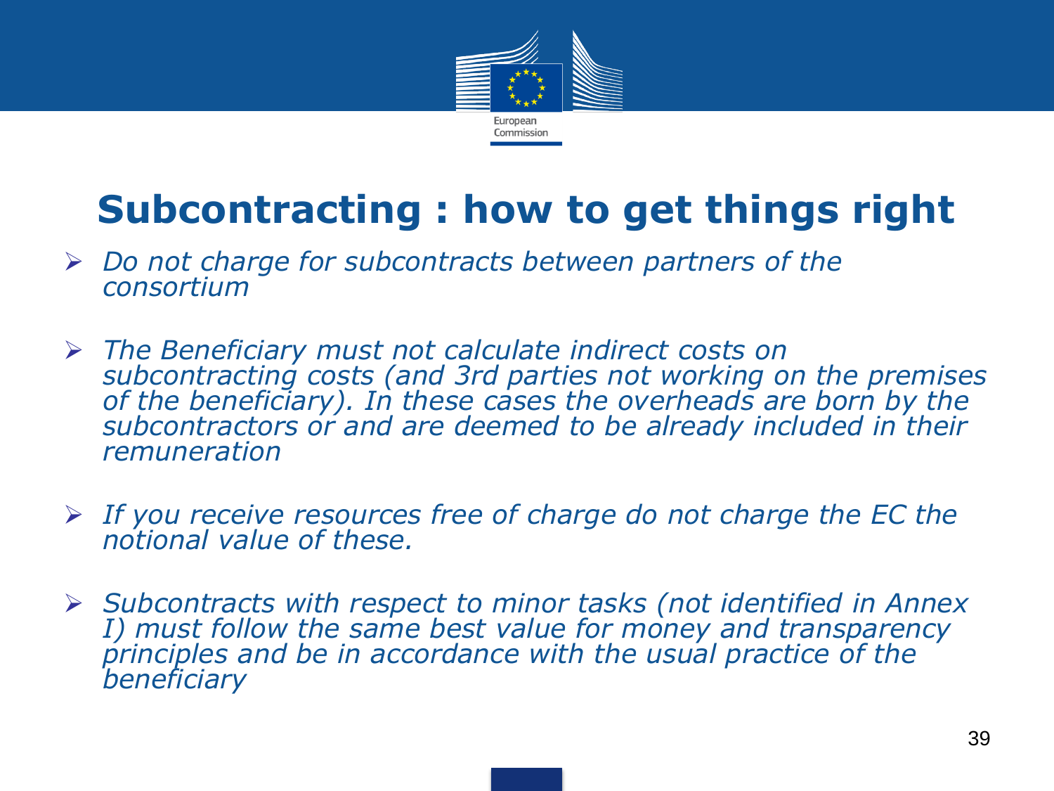# Subcontracting : how to get things right

- *Do not charge for subcontracts between partners of the consortium*

- *The Beneficiary must not calculate indirect costs on subcontracting costs (and 3rd parties not working on the premises of the beneficiary). In these cases the overheads are born by the subcontractors or and are deemed to be already included in their remuneration*

- *If you receive resources free of charge do not charge the EC the notional value of these.*

- *Subcontracts with respect to minor tasks (not identified in Annex I) must follow the same best value for money and transparency principles and be in accordance with the usual practice of the beneficiary*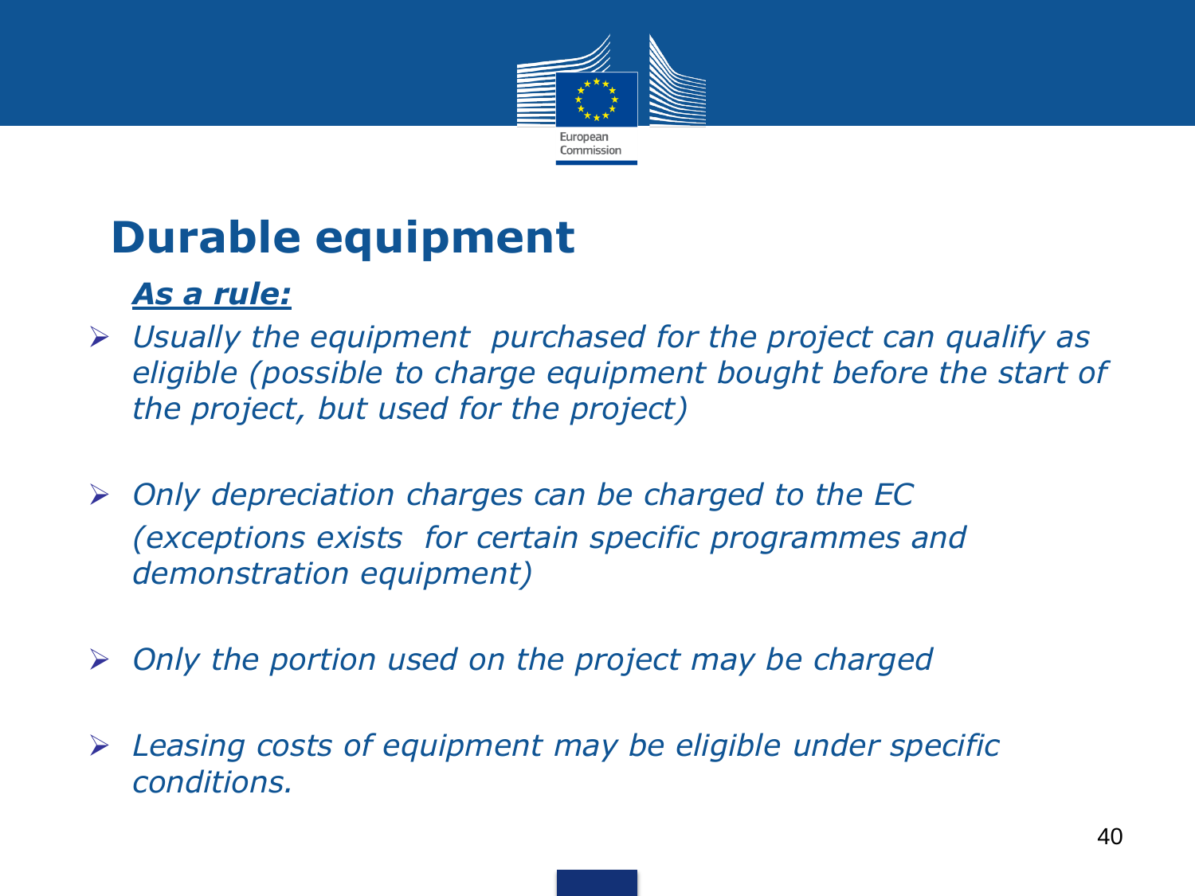# Durable equipment

***As a rule:***

- *Usually the equipment purchased for the project can qualify as eligible (possible to charge equipment bought before the start of the project, but used for the project)*
- *Only depreciation charges can be charged to the EC (exceptions exists for certain specific programmes and demonstration equipment)*
- *Only the portion used on the project may be charged*
- *Leasing costs of equipment may be eligible under specific conditions.*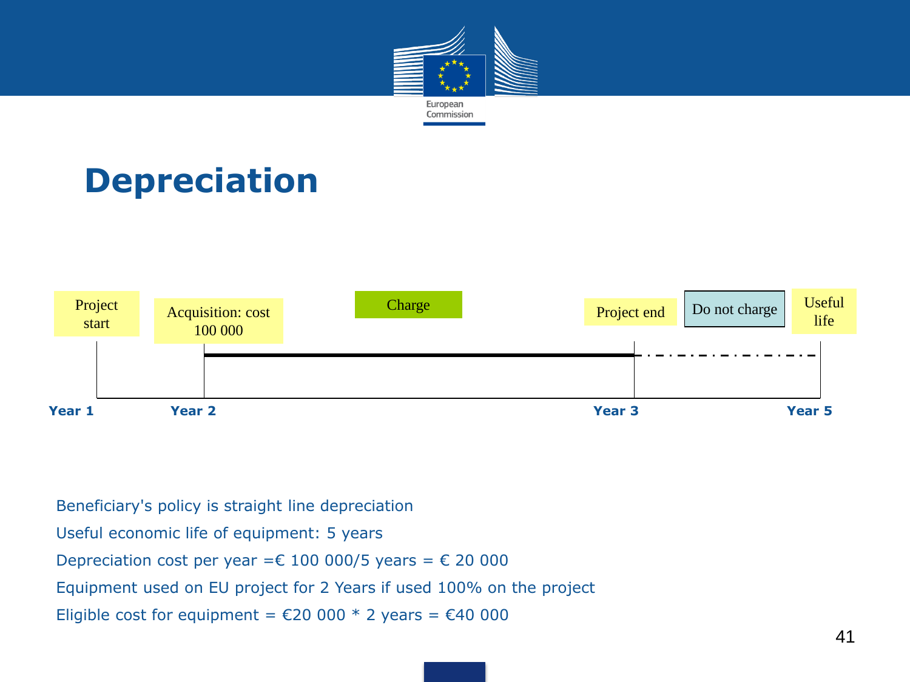# Depreciation

Project start | Acquisition: cost 100 000 | Charge | Project end | Do not charge | Useful life

Year 1 | Year 2 | Year 3 | Year 5

Beneficiary's policy is straight line depreciation

Useful economic life of equipment: 5 years

Depreciation cost per year =€ 100 000/5 years = € 20 000

Equipment used on EU project for 2 Years if used 100% on the project

Eligible cost for equipment = €20 000 * 2 years = €40 000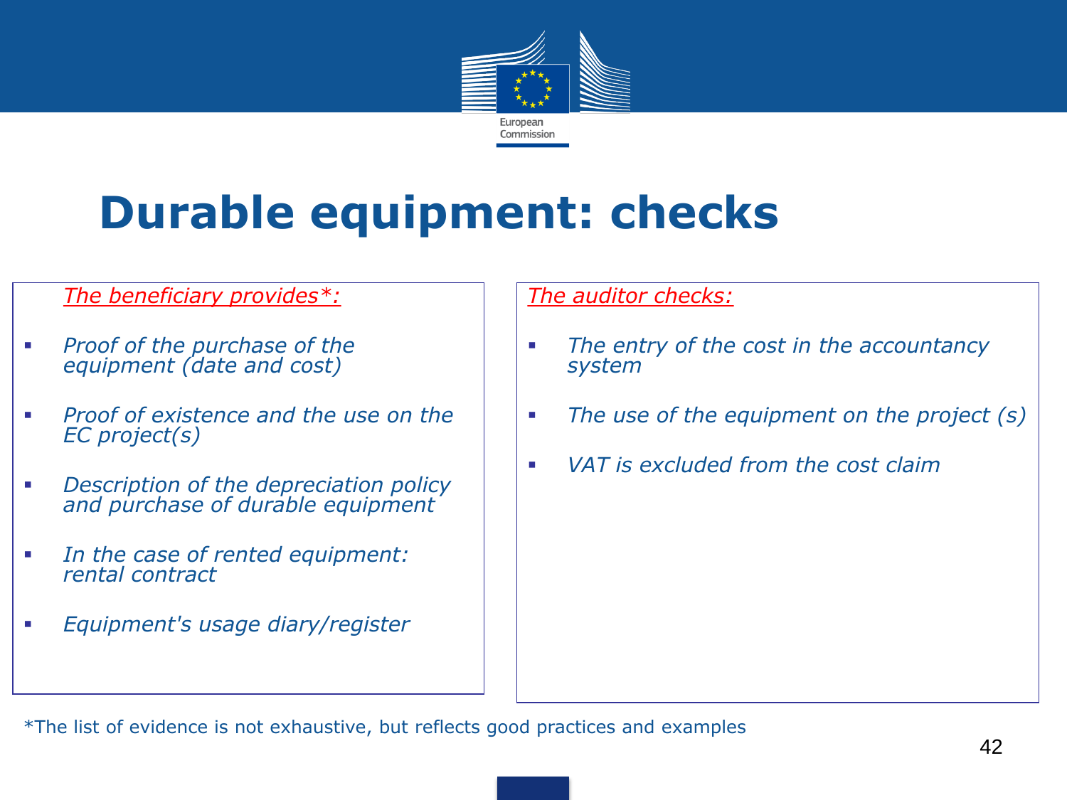# Durable equipment: checks

*The beneficiary provides*:*

- *Proof of the purchase of the equipment (date and cost)*
- *Proof of existence and the use on the EC project(s)*
- *Description of the depreciation policy and purchase of durable equipment*
- *In the case of rented equipment: rental contract*
- *Equipment's usage diary/register*

*The auditor checks:*

- *The entry of the cost in the accountancy system*
- *The use of the equipment on the project (s)*
- *VAT is excluded from the cost claim*

*The list of evidence is not exhaustive, but reflects good practices and examples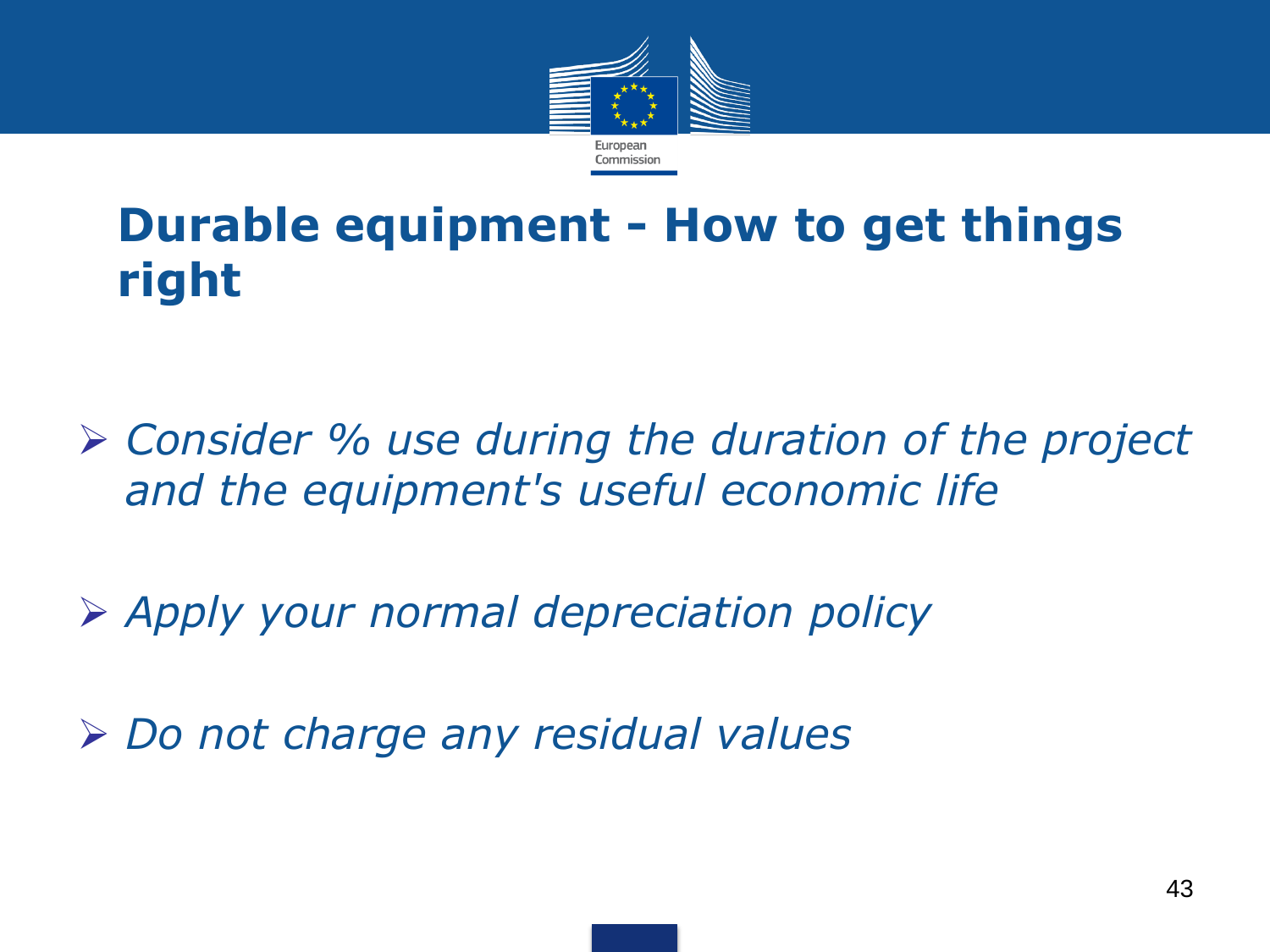# Durable equipment - How to get things right

- *Consider % use during the duration of the project and the equipment's useful economic life*
- *Apply your normal depreciation policy*
- *Do not charge any residual values*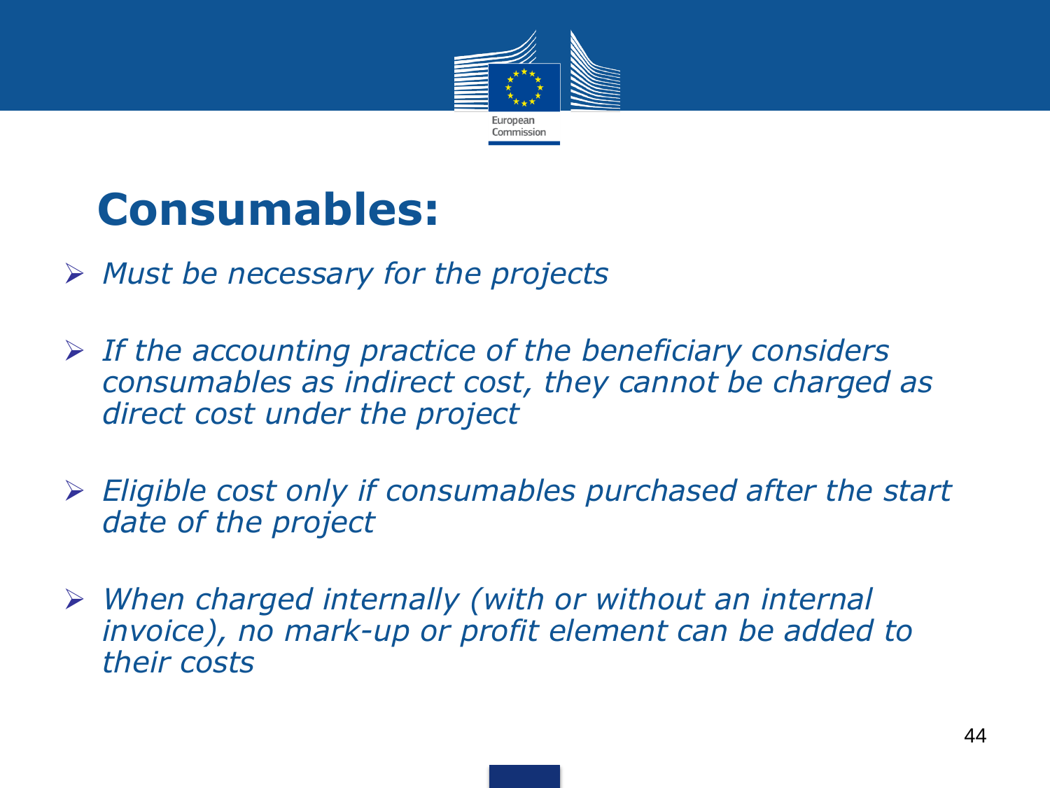# Consumables:

- *Must be necessary for the projects*
- *If the accounting practice of the beneficiary considers consumables as indirect cost, they cannot be charged as direct cost under the project*
- *Eligible cost only if consumables purchased after the start date of the project*
- *When charged internally (with or without an internal invoice), no mark-up or profit element can be added to their costs*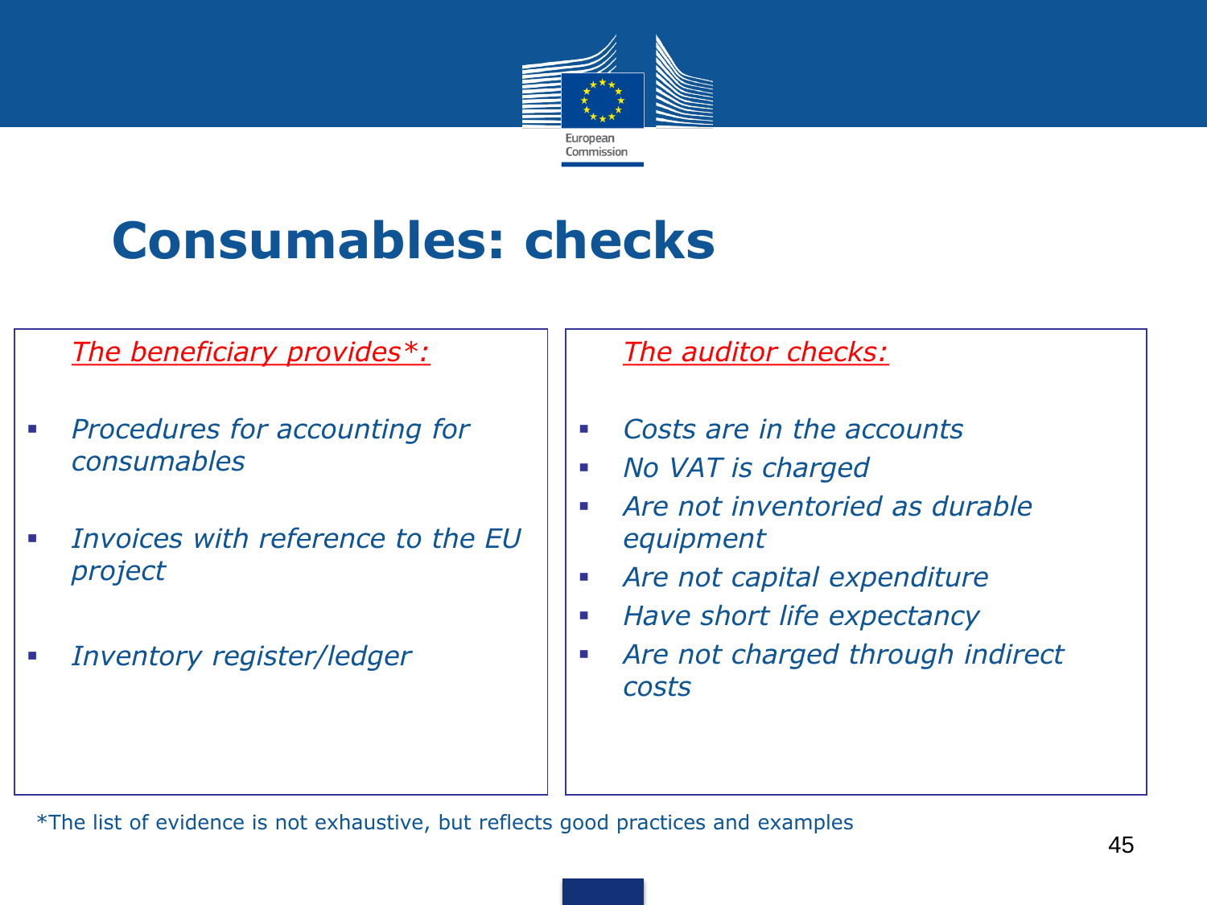# Consumables: checks

*The beneficiary provides\*:*

- *Procedures for accounting for consumables*
- *Invoices with reference to the EU project*
- *Inventory register/ledger*

*The auditor checks:*

- *Costs are in the accounts*
- *No VAT is charged*
- *Are not inventoried as durable equipment*
- *Are not capital expenditure*
- *Have short life expectancy*
- *Are not charged through indirect costs*

*The list of evidence is not exhaustive, but reflects good practices and examples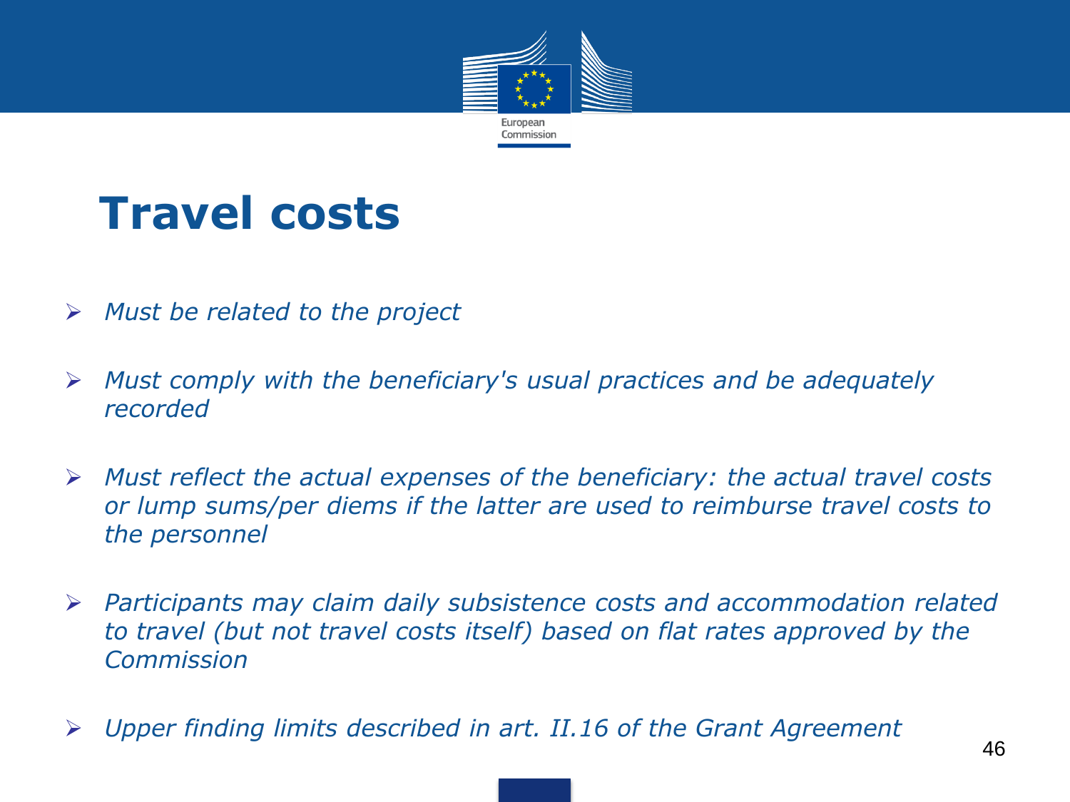# Travel costs

- *Must be related to the project*
- *Must comply with the beneficiary's usual practices and be adequately recorded*
- *Must reflect the actual expenses of the beneficiary: the actual travel costs or lump sums/per diems if the latter are used to reimburse travel costs to the personnel*
- *Participants may claim daily subsistence costs and accommodation related to travel (but not travel costs itself) based on flat rates approved by the Commission*
- *Upper finding limits described in art. II.16 of the Grant Agreement*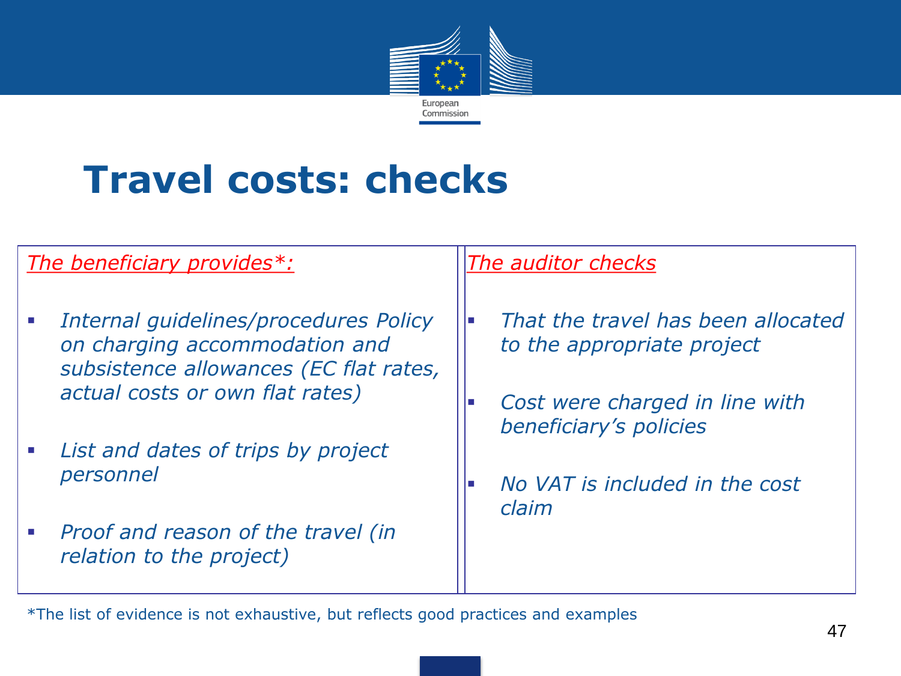# Travel costs: checks

| *The beneficiary provides*:* | *The auditor checks* |
| --- | --- |
| • *Internal guidelines/procedures Policy on charging accommodation and subsistence allowances (EC flat rates, actual costs or own flat rates)*<br>• *List and dates of trips by project personnel*<br>• *Proof and reason of the travel (in relation to the project)* | • *That the travel has been allocated to the appropriate project*<br>• *Cost were charged in line with beneficiary's policies*<br>• *No VAT is included in the cost claim* |

*The list of evidence is not exhaustive, but reflects good practices and examples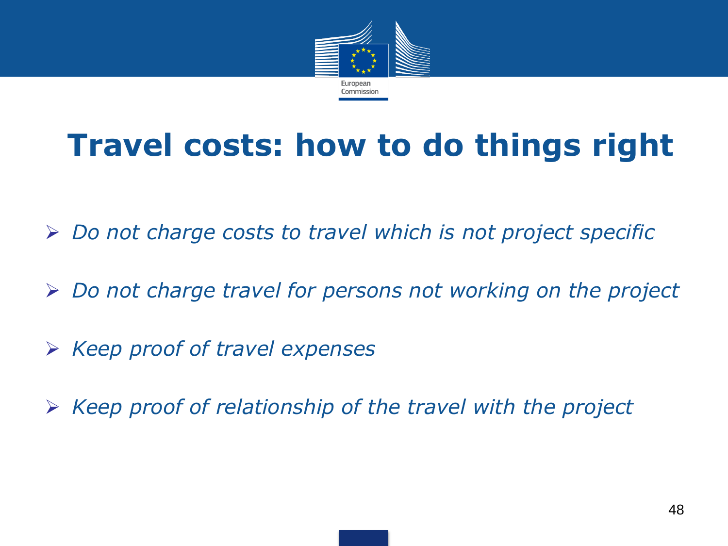# Travel costs: how to do things right

- *Do not charge costs to travel which is not project specific*
- *Do not charge travel for persons not working on the project*
- *Keep proof of travel expenses*
- *Keep proof of relationship of the travel with the project*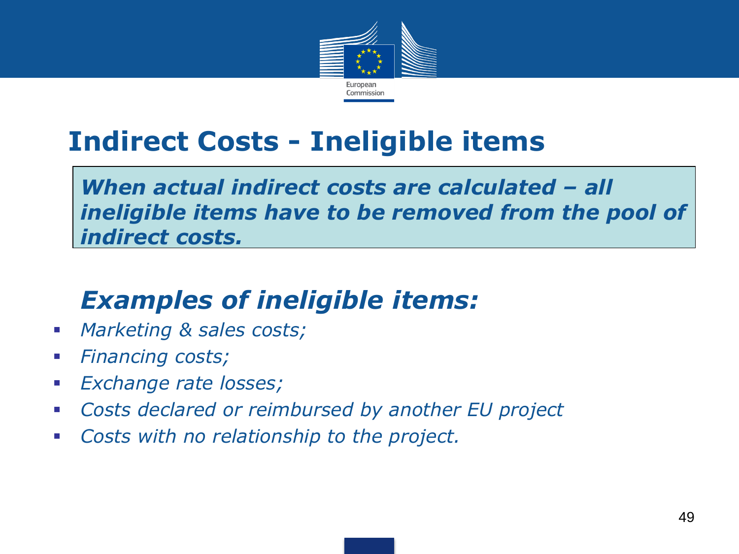# Indirect Costs - Ineligible items

***When actual indirect costs are calculated – all ineligible items have to be removed from the pool of indirect costs.***

## *Examples of ineligible items:*

- *Marketing & sales costs;*
- *Financing costs;*
- *Exchange rate losses;*
- *Costs declared or reimbursed by another EU project*
- *Costs with no relationship to the project.*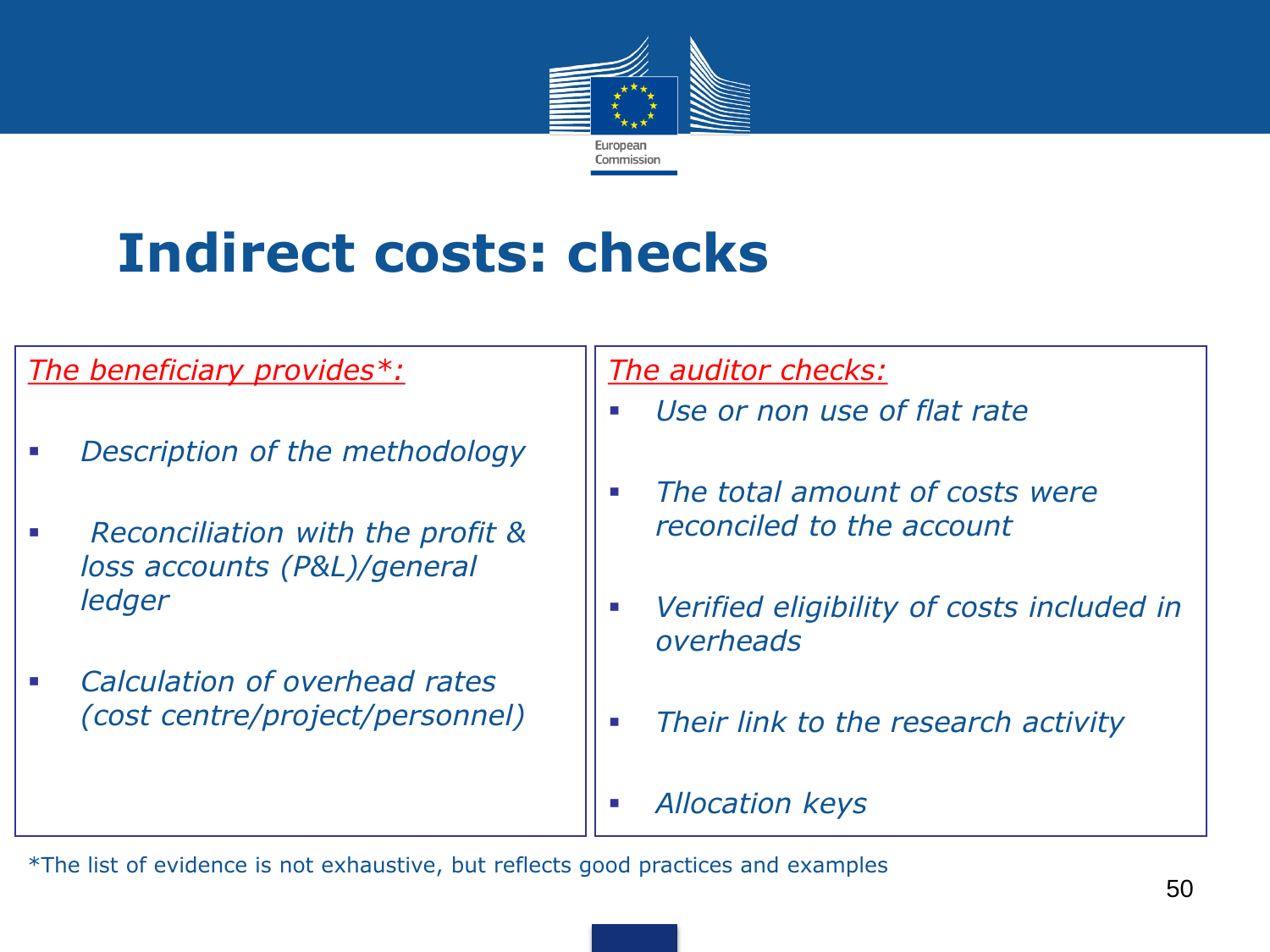# Indirect costs: checks

*The beneficiary provides*:*

- *Description of the methodology*
- *Reconciliation with the profit & loss accounts (P&L)/general ledger*
- *Calculation of overhead rates (cost centre/project/personnel)*

*The auditor checks:*

- *Use or non use of flat rate*
- *The total amount of costs were reconciled to the account*
- *Verified eligibility of costs included in overheads*
- *Their link to the research activity*
- *Allocation keys*

*The list of evidence is not exhaustive, but reflects good practices and examples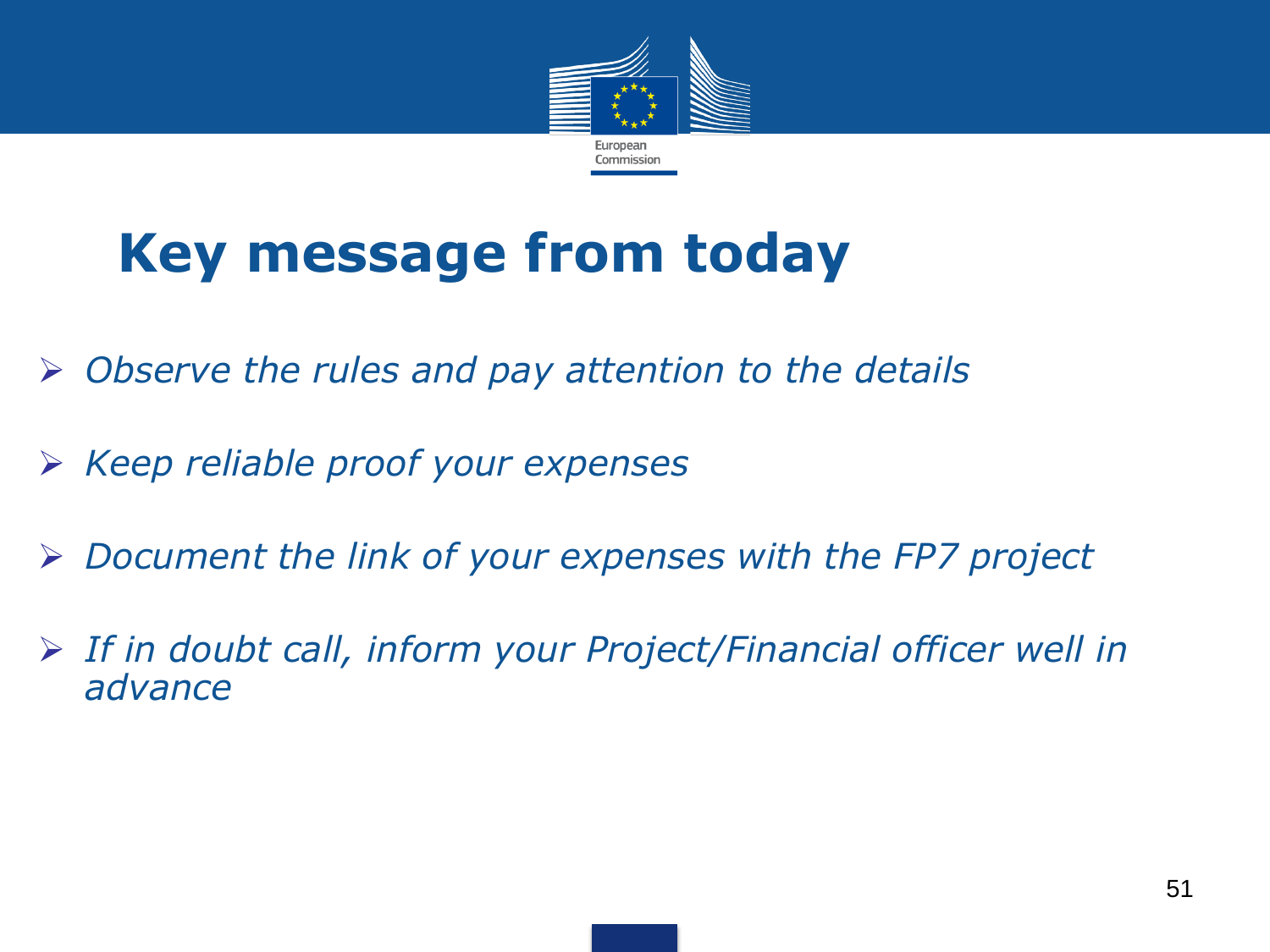# Key message from today

- *Observe the rules and pay attention to the details*
- *Keep reliable proof your expenses*
- *Document the link of your expenses with the FP7 project*
- *If in doubt call, inform your Project/Financial officer well in advance*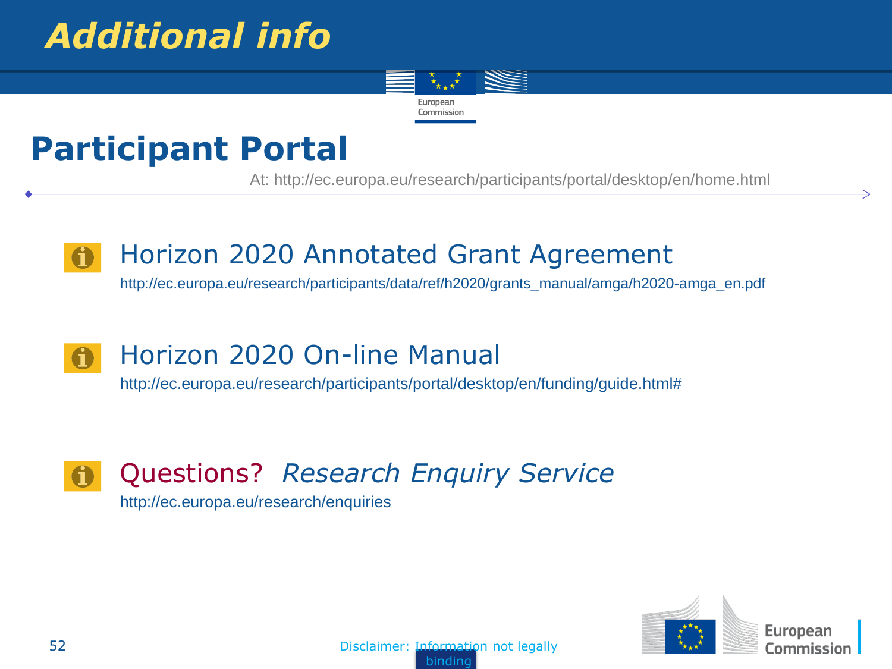# Additional info

## Participant Portal

At: http://ec.europa.eu/research/participants/portal/desktop/en/home.html

### Horizon 2020 Annotated Grant Agreement

http://ec.europa.eu/research/participants/data/ref/h2020/grants_manual/amga/h2020-amga_en.pdf

### Horizon 2020 On-line Manual

http://ec.europa.eu/research/participants/portal/desktop/en/funding/guide.html#

### Questions? *Research Enquiry Service*

http://ec.europa.eu/research/enquiries

Disclaimer: Information not legally binding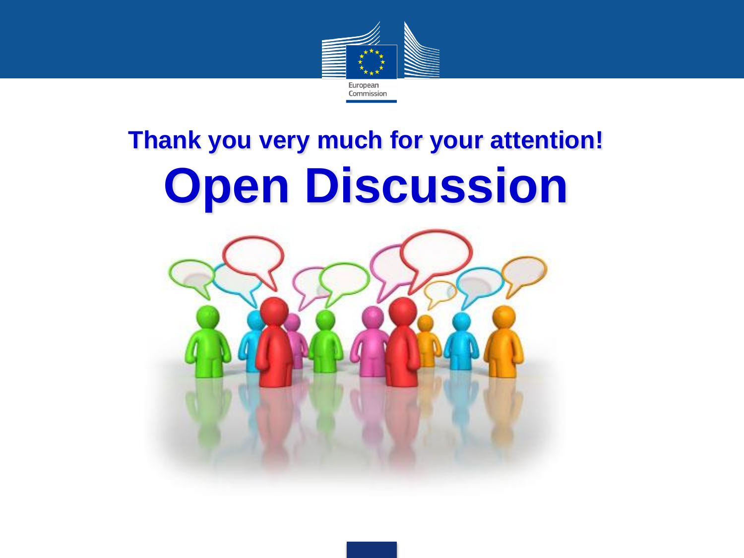# Thank you very much for your attention!

# Open Discussion